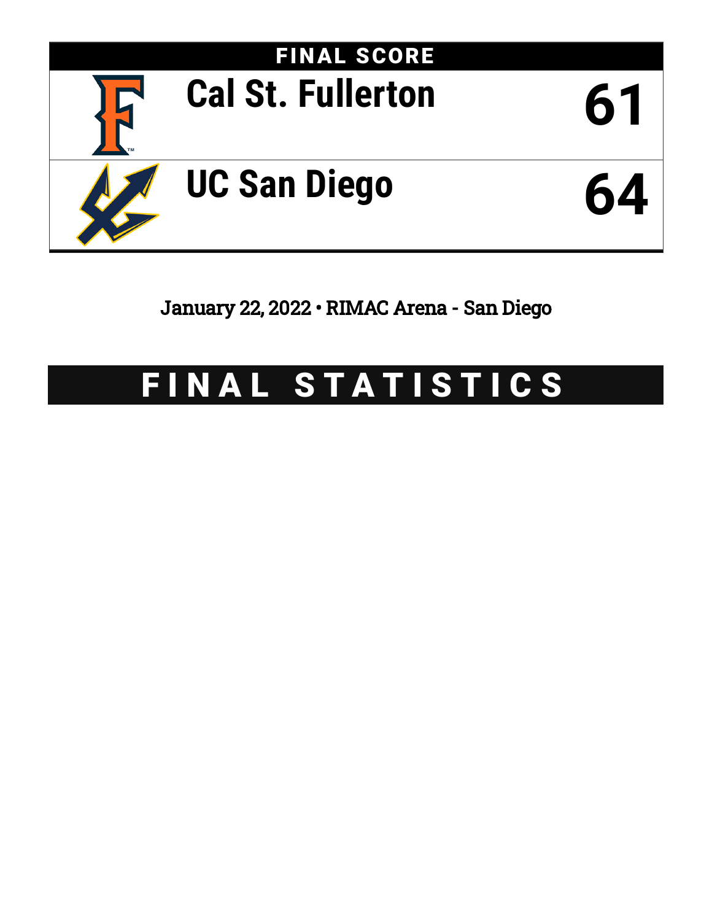## FINAL SCORE

| | | |
|---|---|---|
| Cal St. Fullerton | | 61 |
| UC San Diego | | 64 |

January 22, 2022 • RIMAC Arena - San Diego

# FINAL STATISTICS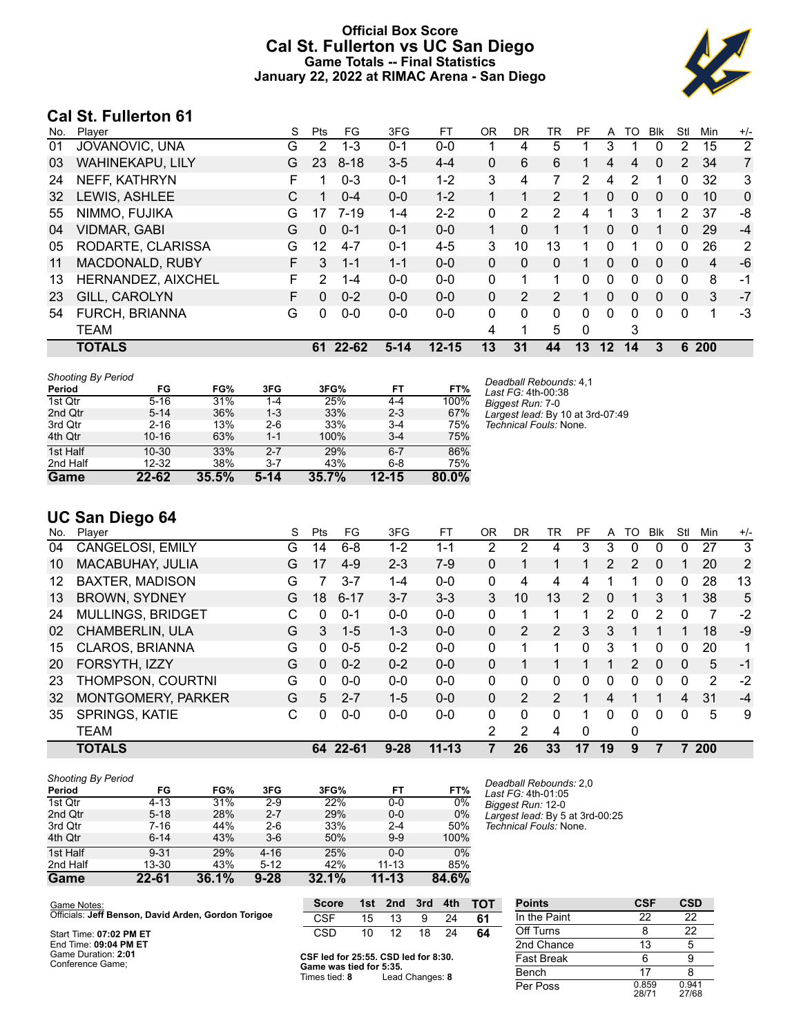# Official Box Score
# Cal St. Fullerton vs UC San Diego
### Game Totals -- Final Statistics
### January 22, 2022 at RIMAC Arena - San Diego

## Cal St. Fullerton 61

| No. | Player | S | Pts | FG | 3FG | FT | OR | DR | TR | PF | A | TO | Blk | Stl | Min | +/- |
|---|---|---|---|---|---|---|---|---|---|---|---|---|---|---|---|---|
| 01 | JOVANOVIC, UNA | G | 2 | 1-3 | 0-1 | 0-0 | 1 | 4 | 5 | 1 | 3 | 1 | 0 | 2 | 15 | 2 |
| 03 | WAHINEKAPU, LILY | G | 23 | 8-18 | 3-5 | 4-4 | 0 | 6 | 6 | 1 | 4 | 4 | 0 | 2 | 34 | 7 |
| 24 | NEFF, KATHRYN | F | 1 | 0-3 | 0-1 | 1-2 | 3 | 4 | 7 | 2 | 4 | 2 | 1 | 0 | 32 | 3 |
| 32 | LEWIS, ASHLEE | C | 1 | 0-4 | 0-0 | 1-2 | 1 | 1 | 2 | 1 | 0 | 0 | 0 | 0 | 10 | 0 |
| 55 | NIMMO, FUJIKA | G | 17 | 7-19 | 1-4 | 2-2 | 0 | 2 | 2 | 4 | 1 | 3 | 1 | 2 | 37 | -8 |
| 04 | VIDMAR, GABI | G | 0 | 0-1 | 0-1 | 0-0 | 1 | 0 | 1 | 1 | 0 | 0 | 1 | 0 | 29 | -4 |
| 05 | RODARTE, CLARISSA | G | 12 | 4-7 | 0-1 | 4-5 | 3 | 10 | 13 | 1 | 0 | 1 | 0 | 0 | 26 | 2 |
| 11 | MACDONALD, RUBY | F | 3 | 1-1 | 1-1 | 0-0 | 0 | 0 | 0 | 1 | 0 | 0 | 0 | 0 | 4 | -6 |
| 13 | HERNANDEZ, AIXCHEL | F | 2 | 1-4 | 0-0 | 0-0 | 0 | 1 | 1 | 0 | 0 | 0 | 0 | 0 | 8 | -1 |
| 23 | GILL, CAROLYN | F | 0 | 0-2 | 0-0 | 0-0 | 0 | 2 | 2 | 1 | 0 | 0 | 0 | 0 | 3 | -7 |
| 54 | FURCH, BRIANNA | G | 0 | 0-0 | 0-0 | 0-0 | 0 | 0 | 0 | 0 | 0 | 0 | 0 | 0 | 1 | -3 |
| | TEAM | | | | | | 4 | 1 | 5 | 0 | | 3 | | | | |
| | **TOTALS** | | **61** | **22-62** | **5-14** | **12-15** | **13** | **31** | **44** | **13** | **12** | **14** | **3** | **6** | **200** | |

*Shooting By Period*

| Period | FG | FG% | 3FG | 3FG% | FT | FT% |
|---|---|---|---|---|---|---|
| 1st Qtr | 5-16 | 31% | 1-4 | 25% | 4-4 | 100% |
| 2nd Qtr | 5-14 | 36% | 1-3 | 33% | 2-3 | 67% |
| 3rd Qtr | 2-16 | 13% | 2-6 | 33% | 3-4 | 75% |
| 4th Qtr | 10-16 | 63% | 1-1 | 100% | 3-4 | 75% |
| 1st Half | 10-30 | 33% | 2-7 | 29% | 6-7 | 86% |
| 2nd Half | 12-32 | 38% | 3-7 | 43% | 6-8 | 75% |
| **Game** | **22-62** | **35.5%** | **5-14** | **35.7%** | **12-15** | **80.0%** |

*Deadball Rebounds:* 4,1
*Last FG:* 4th-00:38
*Biggest Run:* 7-0
*Largest lead:* By 10 at 3rd-07:49
*Technical Fouls:* None.

## UC San Diego 64

| No. | Player | S | Pts | FG | 3FG | FT | OR | DR | TR | PF | A | TO | Blk | Stl | Min | +/- |
|---|---|---|---|---|---|---|---|---|---|---|---|---|---|---|---|---|
| 04 | CANGELOSI, EMILY | G | 14 | 6-8 | 1-2 | 1-1 | 2 | 2 | 4 | 3 | 3 | 0 | 0 | 0 | 27 | 3 |
| 10 | MACABUHAY, JULIA | G | 17 | 4-9 | 2-3 | 7-9 | 0 | 1 | 1 | 1 | 2 | 2 | 0 | 1 | 20 | 2 |
| 12 | BAXTER, MADISON | G | 7 | 3-7 | 1-4 | 0-0 | 0 | 4 | 4 | 4 | 1 | 1 | 0 | 0 | 28 | 13 |
| 13 | BROWN, SYDNEY | G | 18 | 6-17 | 3-7 | 3-3 | 3 | 10 | 13 | 2 | 0 | 1 | 3 | 1 | 38 | 5 |
| 24 | MULLINGS, BRIDGET | C | 0 | 0-1 | 0-0 | 0-0 | 0 | 1 | 1 | 1 | 2 | 0 | 2 | 0 | 7 | -2 |
| 02 | CHAMBERLIN, ULA | G | 3 | 1-5 | 1-3 | 0-0 | 0 | 2 | 2 | 3 | 3 | 1 | 1 | 1 | 18 | -9 |
| 15 | CLAROS, BRIANNA | G | 0 | 0-5 | 0-2 | 0-0 | 0 | 1 | 1 | 0 | 3 | 1 | 0 | 0 | 20 | 1 |
| 20 | FORSYTH, IZZY | G | 0 | 0-2 | 0-2 | 0-0 | 0 | 1 | 1 | 1 | 1 | 2 | 0 | 0 | 5 | -1 |
| 23 | THOMPSON, COURTNI | G | 0 | 0-0 | 0-0 | 0-0 | 0 | 0 | 0 | 0 | 0 | 0 | 0 | 0 | 2 | -2 |
| 32 | MONTGOMERY, PARKER | G | 5 | 2-7 | 1-5 | 0-0 | 0 | 2 | 2 | 1 | 4 | 1 | 1 | 4 | 31 | -4 |
| 35 | SPRINGS, KATIE | C | 0 | 0-0 | 0-0 | 0-0 | 0 | 0 | 0 | 1 | 0 | 0 | 0 | 0 | 5 | 9 |
| | TEAM | | | | | | 2 | 2 | 4 | 0 | | 0 | | | | |
| | **TOTALS** | | **64** | **22-61** | **9-28** | **11-13** | **7** | **26** | **33** | **17** | **19** | **9** | **7** | **7** | **200** | |

*Shooting By Period*

| Period | FG | FG% | 3FG | 3FG% | FT | FT% |
|---|---|---|---|---|---|---|
| 1st Qtr | 4-13 | 31% | 2-9 | 22% | 0-0 | 0% |
| 2nd Qtr | 5-18 | 28% | 2-7 | 29% | 0-0 | 0% |
| 3rd Qtr | 7-16 | 44% | 2-6 | 33% | 2-4 | 50% |
| 4th Qtr | 6-14 | 43% | 3-6 | 50% | 9-9 | 100% |
| 1st Half | 9-31 | 29% | 4-16 | 25% | 0-0 | 0% |
| 2nd Half | 13-30 | 43% | 5-12 | 42% | 11-13 | 85% |
| **Game** | **22-61** | **36.1%** | **9-28** | **32.1%** | **11-13** | **84.6%** |

*Deadball Rebounds:* 2,0
*Last FG:* 4th-01:05
*Biggest Run:* 12-0
*Largest lead:* By 5 at 3rd-00:25
*Technical Fouls:* None.

Game Notes:
Officials: **Jeff Benson, David Arden, Gordon Torigoe**

Start Time: **07:02 PM ET**
End Time: **09:04 PM ET**
Game Duration: **2:01**
Conference Game;

| Score | 1st | 2nd | 3rd | 4th | TOT |
|---|---|---|---|---|---|
| CSF | 15 | 13 | 9 | 24 | **61** |
| CSD | 10 | 12 | 18 | 24 | **64** |

**CSF led for 25:55. CSD led for 8:30.**
**Game was tied for 5:35.**
Times tied: **8** Lead Changes: **8**

| Points | CSF | CSD |
|---|---|---|
| In the Paint | 22 | 22 |
| Off Turns | 8 | 22 |
| 2nd Chance | 13 | 5 |
| Fast Break | 6 | 9 |
| Bench | 17 | 8 |
| Per Poss | 0.859 28/71 | 0.941 27/68 |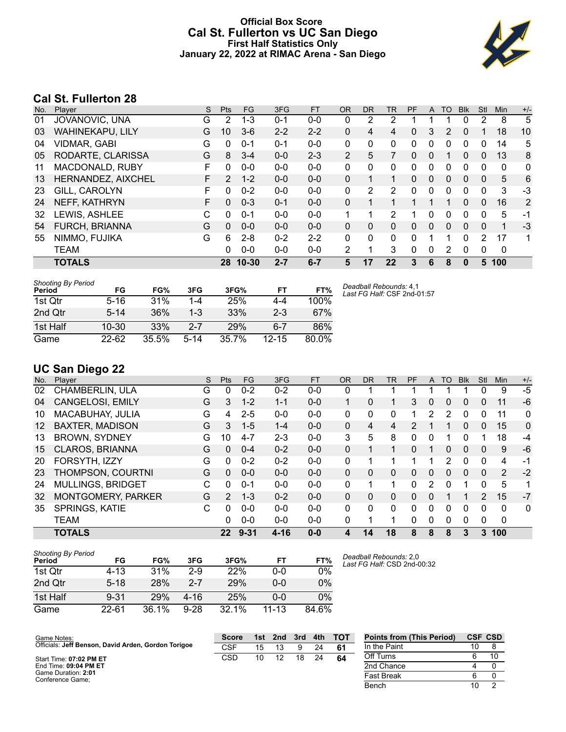# Official Box Score
# Cal St. Fullerton vs UC San Diego
### First Half Statistics Only
### January 22, 2022 at RIMAC Arena - San Diego

## Cal St. Fullerton 28

| No. | Player | S | Pts | FG | 3FG | FT | OR | DR | TR | PF | A | TO | Blk | Stl | Min | +/- |
|---|---|---|---|---|---|---|---|---|---|---|---|---|---|---|---|---|
| 01 | JOVANOVIC, UNA | G | 2 | 1-3 | 0-1 | 0-0 | 0 | 2 | 2 | 1 | 1 | 1 | 0 | 2 | 8 | 5 |
| 03 | WAHINEKAPU, LILY | G | 10 | 3-6 | 2-2 | 2-2 | 0 | 4 | 4 | 0 | 3 | 2 | 0 | 1 | 18 | 10 |
| 04 | VIDMAR, GABI | G | 0 | 0-1 | 0-1 | 0-0 | 0 | 0 | 0 | 0 | 0 | 0 | 0 | 0 | 14 | 5 |
| 05 | RODARTE, CLARISSA | G | 8 | 3-4 | 0-0 | 2-3 | 2 | 5 | 7 | 0 | 0 | 1 | 0 | 0 | 13 | 8 |
| 11 | MACDONALD, RUBY | F | 0 | 0-0 | 0-0 | 0-0 | 0 | 0 | 0 | 0 | 0 | 0 | 0 | 0 | 0 | 0 |
| 13 | HERNANDEZ, AIXCHEL | F | 2 | 1-2 | 0-0 | 0-0 | 0 | 1 | 1 | 0 | 0 | 0 | 0 | 0 | 5 | 6 |
| 23 | GILL, CAROLYN | F | 0 | 0-2 | 0-0 | 0-0 | 0 | 2 | 2 | 0 | 0 | 0 | 0 | 0 | 3 | -3 |
| 24 | NEFF, KATHRYN | F | 0 | 0-3 | 0-1 | 0-0 | 0 | 1 | 1 | 1 | 1 | 1 | 0 | 0 | 16 | 2 |
| 32 | LEWIS, ASHLEE | C | 0 | 0-1 | 0-0 | 0-0 | 1 | 1 | 2 | 1 | 0 | 0 | 0 | 0 | 5 | -1 |
| 54 | FURCH, BRIANNA | G | 0 | 0-0 | 0-0 | 0-0 | 0 | 0 | 0 | 0 | 0 | 0 | 0 | 0 | 1 | -3 |
| 55 | NIMMO, FUJIKA | G | 6 | 2-8 | 0-2 | 2-2 | 0 | 0 | 0 | 0 | 1 | 1 | 0 | 2 | 17 | 1 |
| | TEAM | | 0 | 0-0 | 0-0 | 0-0 | 2 | 1 | 3 | 0 | 0 | 2 | 0 | 0 | 0 | |
| | **TOTALS** | | **28** | **10-30** | **2-7** | **6-7** | **5** | **17** | **22** | **3** | **6** | **8** | **0** | **5** | **100** | |

| Shooting By Period Period | FG | FG% | 3FG | 3FG% | FT | FT% |
|---|---|---|---|---|---|---|
| 1st Qtr | 5-16 | 31% | 1-4 | 25% | 4-4 | 100% |
| 2nd Qtr | 5-14 | 36% | 1-3 | 33% | 2-3 | 67% |
| 1st Half | 10-30 | 33% | 2-7 | 29% | 6-7 | 86% |
| Game | 22-62 | 35.5% | 5-14 | 35.7% | 12-15 | 80.0% |

*Deadball Rebounds:* 4,1
*Last FG Half:* CSF 2nd-01:57

## UC San Diego 22

| No. | Player | S | Pts | FG | 3FG | FT | OR | DR | TR | PF | A | TO | Blk | Stl | Min | +/- |
|---|---|---|---|---|---|---|---|---|---|---|---|---|---|---|---|---|
| 02 | CHAMBERLIN, ULA | G | 0 | 0-2 | 0-2 | 0-0 | 0 | 1 | 1 | 1 | 1 | 1 | 1 | 0 | 9 | -5 |
| 04 | CANGELOSI, EMILY | G | 3 | 1-2 | 1-1 | 0-0 | 1 | 0 | 1 | 3 | 0 | 0 | 0 | 0 | 11 | -6 |
| 10 | MACABUHAY, JULIA | G | 4 | 2-5 | 0-0 | 0-0 | 0 | 0 | 0 | 1 | 2 | 2 | 0 | 0 | 11 | 0 |
| 12 | BAXTER, MADISON | G | 3 | 1-5 | 1-4 | 0-0 | 0 | 4 | 4 | 2 | 1 | 1 | 0 | 0 | 15 | 0 |
| 13 | BROWN, SYDNEY | G | 10 | 4-7 | 2-3 | 0-0 | 3 | 5 | 8 | 0 | 0 | 1 | 0 | 1 | 18 | -4 |
| 15 | CLAROS, BRIANNA | G | 0 | 0-4 | 0-2 | 0-0 | 0 | 1 | 1 | 0 | 1 | 0 | 0 | 0 | 9 | -6 |
| 20 | FORSYTH, IZZY | G | 0 | 0-2 | 0-2 | 0-0 | 0 | 1 | 1 | 1 | 1 | 2 | 0 | 0 | 4 | -1 |
| 23 | THOMPSON, COURTNI | G | 0 | 0-0 | 0-0 | 0-0 | 0 | 0 | 0 | 0 | 0 | 0 | 0 | 0 | 2 | -2 |
| 24 | MULLINGS, BRIDGET | C | 0 | 0-1 | 0-0 | 0-0 | 0 | 1 | 1 | 0 | 2 | 0 | 1 | 0 | 5 | 1 |
| 32 | MONTGOMERY, PARKER | G | 2 | 1-3 | 0-2 | 0-0 | 0 | 0 | 0 | 0 | 0 | 1 | 1 | 2 | 15 | -7 |
| 35 | SPRINGS, KATIE | C | 0 | 0-0 | 0-0 | 0-0 | 0 | 0 | 0 | 0 | 0 | 0 | 0 | 0 | 0 | 0 |
| | TEAM | | 0 | 0-0 | 0-0 | 0-0 | 0 | 1 | 1 | 0 | 0 | 0 | 0 | 0 | 0 | |
| | **TOTALS** | | **22** | **9-31** | **4-16** | **0-0** | **4** | **14** | **18** | **8** | **8** | **8** | **3** | **3** | **100** | |

| Shooting By Period Period | FG | FG% | 3FG | 3FG% | FT | FT% |
|---|---|---|---|---|---|---|
| 1st Qtr | 4-13 | 31% | 2-9 | 22% | 0-0 | 0% |
| 2nd Qtr | 5-18 | 28% | 2-7 | 29% | 0-0 | 0% |
| 1st Half | 9-31 | 29% | 4-16 | 25% | 0-0 | 0% |
| Game | 22-61 | 36.1% | 9-28 | 32.1% | 11-13 | 84.6% |

*Deadball Rebounds:* 2,0
*Last FG Half:* CSD 2nd-00:32

Game Notes:
Officials: **Jeff Benson, David Arden, Gordon Torigoe**

Start Time: **07:02 PM ET**
End Time: **09:04 PM ET**
Game Duration: **2:01**
Conference Game;

| Score | 1st | 2nd | 3rd | 4th | TOT |
|---|---|---|---|---|---|
| CSF | 15 | 13 | 9 | 24 | **61** |
| CSD | 10 | 12 | 18 | 24 | **64** |

| Points from (This Period) | CSF | CSD |
|---|---|---|
| In the Paint | 10 | 8 |
| Off Turns | 6 | 10 |
| 2nd Chance | 4 | 0 |
| Fast Break | 6 | 0 |
| Bench | 10 | 2 |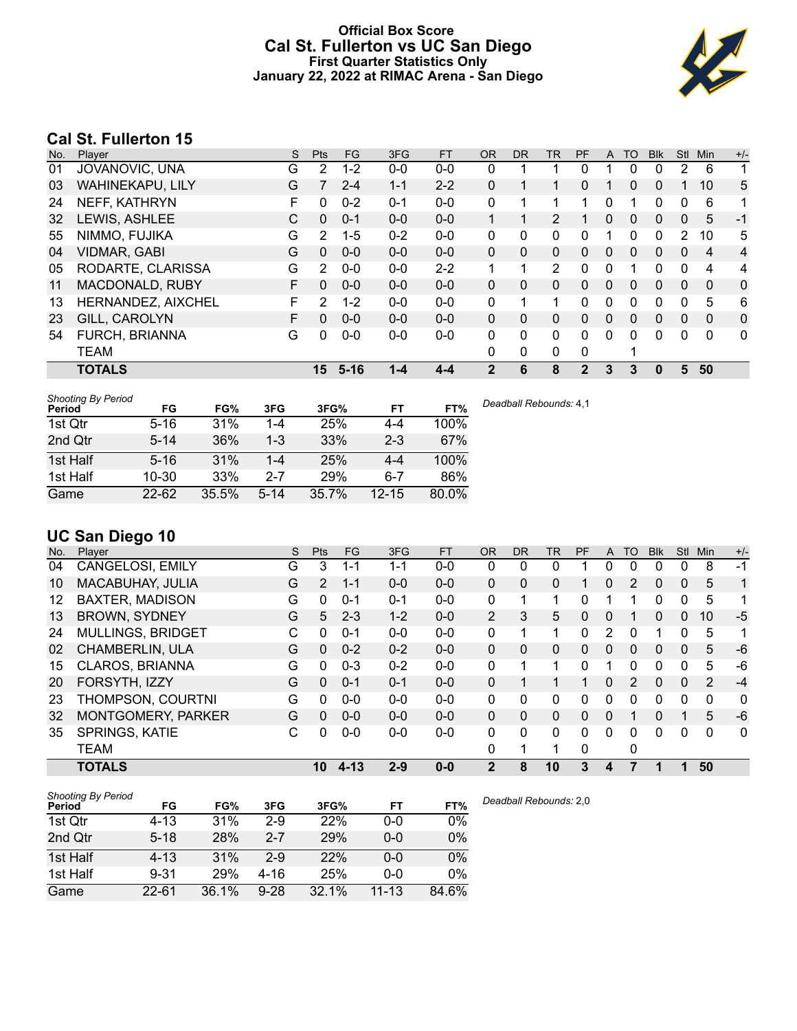# Official Box Score
# Cal St. Fullerton vs UC San Diego
### First Quarter Statistics Only
### January 22, 2022 at RIMAC Arena - San Diego

## Cal St. Fullerton 15

| No. | Player | S | Pts | FG | 3FG | FT | OR | DR | TR | PF | A | TO | Blk | Stl | Min | +/- |
|---|---|---|---|---|---|---|---|---|---|---|---|---|---|---|---|---|
| 01 | JOVANOVIC, UNA | G | 2 | 1-2 | 0-0 | 0-0 | 0 | 1 | 1 | 0 | 1 | 0 | 0 | 2 | 6 | 1 |
| 03 | WAHINEKAPU, LILY | G | 7 | 2-4 | 1-1 | 2-2 | 0 | 1 | 1 | 0 | 1 | 0 | 0 | 1 | 10 | 5 |
| 24 | NEFF, KATHRYN | F | 0 | 0-2 | 0-1 | 0-0 | 0 | 1 | 1 | 1 | 0 | 1 | 0 | 0 | 6 | 1 |
| 32 | LEWIS, ASHLEE | C | 0 | 0-1 | 0-0 | 0-0 | 1 | 1 | 2 | 1 | 0 | 0 | 0 | 0 | 5 | -1 |
| 55 | NIMMO, FUJIKA | G | 2 | 1-5 | 0-2 | 0-0 | 0 | 0 | 0 | 0 | 1 | 0 | 0 | 2 | 10 | 5 |
| 04 | VIDMAR, GABI | G | 0 | 0-0 | 0-0 | 0-0 | 0 | 0 | 0 | 0 | 0 | 0 | 0 | 0 | 4 | 4 |
| 05 | RODARTE, CLARISSA | G | 2 | 0-0 | 0-0 | 2-2 | 1 | 1 | 2 | 0 | 0 | 1 | 0 | 0 | 4 | 4 |
| 11 | MACDONALD, RUBY | F | 0 | 0-0 | 0-0 | 0-0 | 0 | 0 | 0 | 0 | 0 | 0 | 0 | 0 | 0 | 0 |
| 13 | HERNANDEZ, AIXCHEL | F | 2 | 1-2 | 0-0 | 0-0 | 0 | 1 | 1 | 0 | 0 | 0 | 0 | 0 | 5 | 6 |
| 23 | GILL, CAROLYN | F | 0 | 0-0 | 0-0 | 0-0 | 0 | 0 | 0 | 0 | 0 | 0 | 0 | 0 | 0 | 0 |
| 54 | FURCH, BRIANNA | G | 0 | 0-0 | 0-0 | 0-0 | 0 | 0 | 0 | 0 | 0 | 0 | 0 | 0 | 0 | 0 |
| | TEAM | | | | | | 0 | 0 | 0 | 0 | | 1 | | | | |
| | **TOTALS** | | **15** | **5-16** | **1-4** | **4-4** | **2** | **6** | **8** | **2** | **3** | **3** | **0** | **5** | **50** | |

*Shooting By Period*

| Period | FG | FG% | 3FG | 3FG% | FT | FT% |
|---|---|---|---|---|---|---|
| 1st Qtr | 5-16 | 31% | 1-4 | 25% | 4-4 | 100% |
| 2nd Qtr | 5-14 | 36% | 1-3 | 33% | 2-3 | 67% |
| 1st Half | 5-16 | 31% | 1-4 | 25% | 4-4 | 100% |
| 1st Half | 10-30 | 33% | 2-7 | 29% | 6-7 | 86% |
| Game | 22-62 | 35.5% | 5-14 | 35.7% | 12-15 | 80.0% |

*Deadball Rebounds:* 4,1

## UC San Diego 10

| No. | Player | S | Pts | FG | 3FG | FT | OR | DR | TR | PF | A | TO | Blk | Stl | Min | +/- |
|---|---|---|---|---|---|---|---|---|---|---|---|---|---|---|---|---|
| 04 | CANGELOSI, EMILY | G | 3 | 1-1 | 1-1 | 0-0 | 0 | 0 | 0 | 1 | 0 | 0 | 0 | 0 | 8 | -1 |
| 10 | MACABUHAY, JULIA | G | 2 | 1-1 | 0-0 | 0-0 | 0 | 0 | 0 | 1 | 0 | 2 | 0 | 0 | 5 | 1 |
| 12 | BAXTER, MADISON | G | 0 | 0-1 | 0-1 | 0-0 | 0 | 1 | 1 | 0 | 1 | 1 | 0 | 0 | 5 | 1 |
| 13 | BROWN, SYDNEY | G | 5 | 2-3 | 1-2 | 0-0 | 2 | 3 | 5 | 0 | 0 | 1 | 0 | 0 | 10 | -5 |
| 24 | MULLINGS, BRIDGET | C | 0 | 0-1 | 0-0 | 0-0 | 0 | 1 | 1 | 0 | 2 | 0 | 1 | 0 | 5 | 1 |
| 02 | CHAMBERLIN, ULA | G | 0 | 0-2 | 0-2 | 0-0 | 0 | 0 | 0 | 0 | 0 | 0 | 0 | 0 | 5 | -6 |
| 15 | CLAROS, BRIANNA | G | 0 | 0-3 | 0-2 | 0-0 | 0 | 1 | 1 | 0 | 1 | 0 | 0 | 0 | 5 | -6 |
| 20 | FORSYTH, IZZY | G | 0 | 0-1 | 0-1 | 0-0 | 0 | 1 | 1 | 1 | 0 | 2 | 0 | 0 | 2 | -4 |
| 23 | THOMPSON, COURTNI | G | 0 | 0-0 | 0-0 | 0-0 | 0 | 0 | 0 | 0 | 0 | 0 | 0 | 0 | 0 | 0 |
| 32 | MONTGOMERY, PARKER | G | 0 | 0-0 | 0-0 | 0-0 | 0 | 0 | 0 | 0 | 0 | 1 | 0 | 1 | 5 | -6 |
| 35 | SPRINGS, KATIE | C | 0 | 0-0 | 0-0 | 0-0 | 0 | 0 | 0 | 0 | 0 | 0 | 0 | 0 | 0 | 0 |
| | TEAM | | | | | | 0 | 1 | 1 | 0 | | 0 | | | | |
| | **TOTALS** | | **10** | **4-13** | **2-9** | **0-0** | **2** | **8** | **10** | **3** | **4** | **7** | **1** | **1** | **50** | |

*Shooting By Period*

| Period | FG | FG% | 3FG | 3FG% | FT | FT% |
|---|---|---|---|---|---|---|
| 1st Qtr | 4-13 | 31% | 2-9 | 22% | 0-0 | 0% |
| 2nd Qtr | 5-18 | 28% | 2-7 | 29% | 0-0 | 0% |
| 1st Half | 4-13 | 31% | 2-9 | 22% | 0-0 | 0% |
| 1st Half | 9-31 | 29% | 4-16 | 25% | 0-0 | 0% |
| Game | 22-61 | 36.1% | 9-28 | 32.1% | 11-13 | 84.6% |

*Deadball Rebounds:* 2,0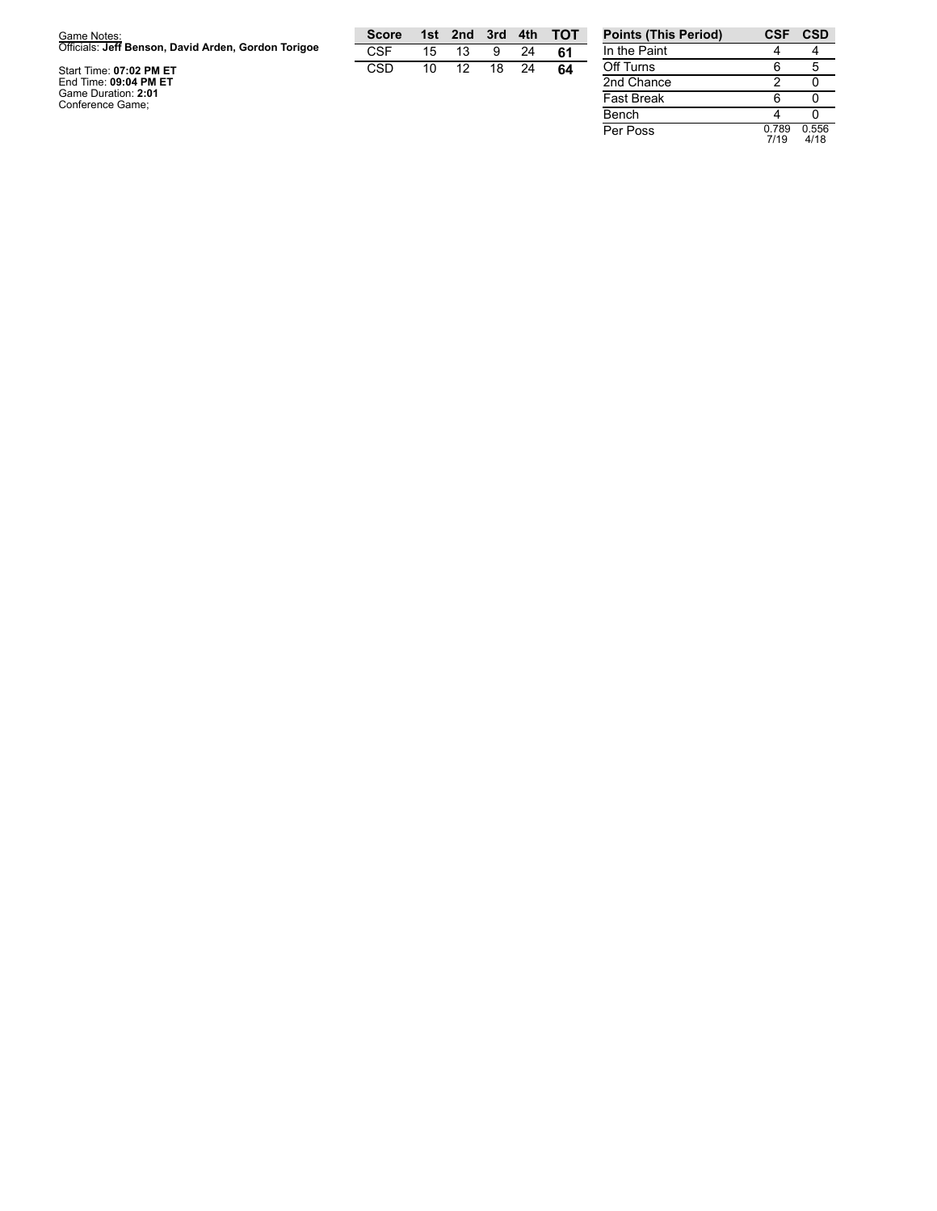Game Notes:
Officials: **Jeff Benson, David Arden, Gordon Torigoe**

Start Time: **07:02 PM ET**
End Time: **09:04 PM ET**
Game Duration: **2:01**
Conference Game;

| Score | 1st | 2nd | 3rd | 4th | TOT |
| --- | --- | --- | --- | --- | --- |
| CSF | 15 | 13 | 9 | 24 | **61** |
| CSD | 10 | 12 | 18 | 24 | **64** |

| Points (This Period) | CSF | CSD |
| --- | --- | --- |
| In the Paint | 4 | 4 |
| Off Turns | 6 | 5 |
| 2nd Chance | 2 | 0 |
| Fast Break | 6 | 0 |
| Bench | 4 | 0 |
| Per Poss | 0.789 7/19 | 0.556 4/18 |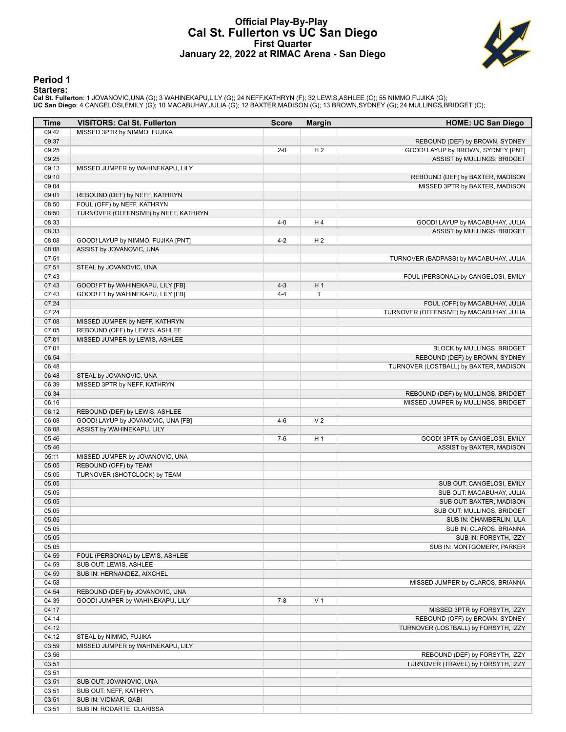# Official Play-By-Play
## Cal St. Fullerton vs UC San Diego
### First Quarter
### January 22, 2022 at RIMAC Arena - San Diego

## Period 1

**Starters:**

**Cal St. Fullerton**: 1 JOVANOVIC,UNA (G); 3 WAHINEKAPU,LILY (G); 24 NEFF,KATHRYN (F); 32 LEWIS,ASHLEE (C); 55 NIMMO,FUJIKA (G);
**UC San Diego**: 4 CANGELOSI,EMILY (G); 10 MACABUHAY,JULIA (G); 12 BAXTER,MADISON (G); 13 BROWN,SYDNEY (G); 24 MULLINGS,BRIDGET (C);

| Time | VISITORS: Cal St. Fullerton | Score | Margin | HOME: UC San Diego |
|---|---|---|---|---|
| 09:42 | MISSED 3PTR by NIMMO, FUJIKA | | | |
| 09:37 | | | | REBOUND (DEF) by BROWN, SYDNEY |
| 09:25 | | 2-0 | H 2 | GOOD! LAYUP by BROWN, SYDNEY [PNT] |
| 09:25 | | | | ASSIST by MULLINGS, BRIDGET |
| 09:13 | MISSED JUMPER by WAHINEKAPU, LILY | | | |
| 09:10 | | | | REBOUND (DEF) by BAXTER, MADISON |
| 09:04 | | | | MISSED 3PTR by BAXTER, MADISON |
| 09:01 | REBOUND (DEF) by NEFF, KATHRYN | | | |
| 08:50 | FOUL (OFF) by NEFF, KATHRYN | | | |
| 08:50 | TURNOVER (OFFENSIVE) by NEFF, KATHRYN | | | |
| 08:33 | | 4-0 | H 4 | GOOD! LAYUP by MACABUHAY, JULIA |
| 08:33 | | | | ASSIST by MULLINGS, BRIDGET |
| 08:08 | GOOD! LAYUP by NIMMO, FUJIKA [PNT] | 4-2 | H 2 | |
| 08:08 | ASSIST by JOVANOVIC, UNA | | | |
| 07:51 | | | | TURNOVER (BADPASS) by MACABUHAY, JULIA |
| 07:51 | STEAL by JOVANOVIC, UNA | | | |
| 07:43 | | | | FOUL (PERSONAL) by CANGELOSI, EMILY |
| 07:43 | GOOD! FT by WAHINEKAPU, LILY [FB] | 4-3 | H 1 | |
| 07:43 | GOOD! FT by WAHINEKAPU, LILY [FB] | 4-4 | T | |
| 07:24 | | | | FOUL (OFF) by MACABUHAY, JULIA |
| 07:24 | | | | TURNOVER (OFFENSIVE) by MACABUHAY, JULIA |
| 07:08 | MISSED JUMPER by NEFF, KATHRYN | | | |
| 07:05 | REBOUND (OFF) by LEWIS, ASHLEE | | | |
| 07:01 | MISSED JUMPER by LEWIS, ASHLEE | | | |
| 07:01 | | | | BLOCK by MULLINGS, BRIDGET |
| 06:54 | | | | REBOUND (DEF) by BROWN, SYDNEY |
| 06:48 | | | | TURNOVER (LOSTBALL) by BAXTER, MADISON |
| 06:48 | STEAL by JOVANOVIC, UNA | | | |
| 06:39 | MISSED 3PTR by NEFF, KATHRYN | | | |
| 06:34 | | | | REBOUND (DEF) by MULLINGS, BRIDGET |
| 06:16 | | | | MISSED JUMPER by MULLINGS, BRIDGET |
| 06:12 | REBOUND (DEF) by LEWIS, ASHLEE | | | |
| 06:08 | GOOD! LAYUP by JOVANOVIC, UNA [FB] | 4-6 | V 2 | |
| 06:08 | ASSIST by WAHINEKAPU, LILY | | | |
| 05:46 | | 7-6 | H 1 | GOOD! 3PTR by CANGELOSI, EMILY |
| 05:46 | | | | ASSIST by BAXTER, MADISON |
| 05:11 | MISSED JUMPER by JOVANOVIC, UNA | | | |
| 05:05 | REBOUND (OFF) by TEAM | | | |
| 05:05 | TURNOVER (SHOTCLOCK) by TEAM | | | |
| 05:05 | | | | SUB OUT: CANGELOSI, EMILY |
| 05:05 | | | | SUB OUT: MACABUHAY, JULIA |
| 05:05 | | | | SUB OUT: BAXTER, MADISON |
| 05:05 | | | | SUB OUT: MULLINGS, BRIDGET |
| 05:05 | | | | SUB IN: CHAMBERLIN, ULA |
| 05:05 | | | | SUB IN: CLAROS, BRIANNA |
| 05:05 | | | | SUB IN: FORSYTH, IZZY |
| 05:05 | | | | SUB IN: MONTGOMERY, PARKER |
| 04:59 | FOUL (PERSONAL) by LEWIS, ASHLEE | | | |
| 04:59 | SUB OUT: LEWIS, ASHLEE | | | |
| 04:59 | SUB IN: HERNANDEZ, AIXCHEL | | | |
| 04:58 | | | | MISSED JUMPER by CLAROS, BRIANNA |
| 04:54 | REBOUND (DEF) by JOVANOVIC, UNA | | | |
| 04:39 | GOOD! JUMPER by WAHINEKAPU, LILY | 7-8 | V 1 | |
| 04:17 | | | | MISSED 3PTR by FORSYTH, IZZY |
| 04:14 | | | | REBOUND (OFF) by BROWN, SYDNEY |
| 04:12 | | | | TURNOVER (LOSTBALL) by FORSYTH, IZZY |
| 04:12 | STEAL by NIMMO, FUJIKA | | | |
| 03:59 | MISSED JUMPER by WAHINEKAPU, LILY | | | |
| 03:56 | | | | REBOUND (DEF) by FORSYTH, IZZY |
| 03:51 | | | | TURNOVER (TRAVEL) by FORSYTH, IZZY |
| 03:51 | | | | |
| 03:51 | SUB OUT: JOVANOVIC, UNA | | | |
| 03:51 | SUB OUT: NEFF, KATHRYN | | | |
| 03:51 | SUB IN: VIDMAR, GABI | | | |
| 03:51 | SUB IN: RODARTE, CLARISSA | | | |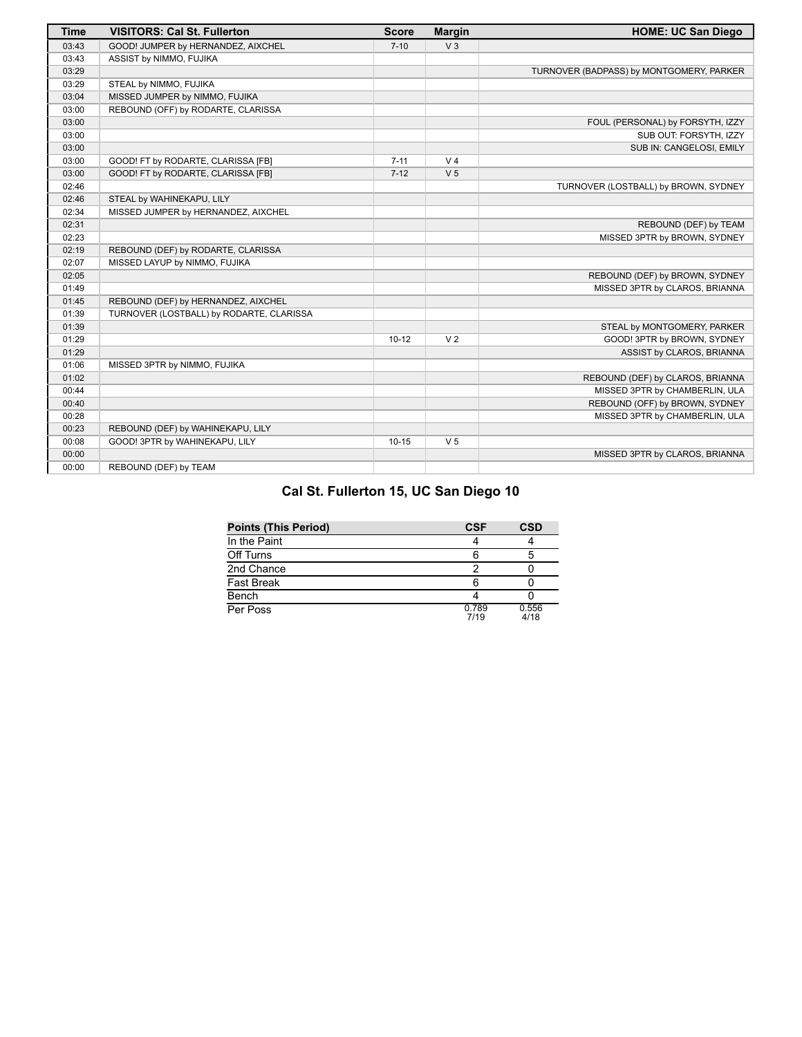| Time | VISITORS: Cal St. Fullerton | Score | Margin | HOME: UC San Diego |
| --- | --- | --- | --- | --- |
| 03:43 | GOOD! JUMPER by HERNANDEZ, AIXCHEL | 7-10 | V 3 | |
| 03:43 | ASSIST by NIMMO, FUJIKA | | | |
| 03:29 | | | | TURNOVER (BADPASS) by MONTGOMERY, PARKER |
| 03:29 | STEAL by NIMMO, FUJIKA | | | |
| 03:04 | MISSED JUMPER by NIMMO, FUJIKA | | | |
| 03:00 | REBOUND (OFF) by RODARTE, CLARISSA | | | |
| 03:00 | | | | FOUL (PERSONAL) by FORSYTH, IZZY |
| 03:00 | | | | SUB OUT: FORSYTH, IZZY |
| 03:00 | | | | SUB IN: CANGELOSI, EMILY |
| 03:00 | GOOD! FT by RODARTE, CLARISSA [FB] | 7-11 | V 4 | |
| 03:00 | GOOD! FT by RODARTE, CLARISSA [FB] | 7-12 | V 5 | |
| 02:46 | | | | TURNOVER (LOSTBALL) by BROWN, SYDNEY |
| 02:46 | STEAL by WAHINEKAPU, LILY | | | |
| 02:34 | MISSED JUMPER by HERNANDEZ, AIXCHEL | | | |
| 02:31 | | | | REBOUND (DEF) by TEAM |
| 02:23 | | | | MISSED 3PTR by BROWN, SYDNEY |
| 02:19 | REBOUND (DEF) by RODARTE, CLARISSA | | | |
| 02:07 | MISSED LAYUP by NIMMO, FUJIKA | | | |
| 02:05 | | | | REBOUND (DEF) by BROWN, SYDNEY |
| 01:49 | | | | MISSED 3PTR by CLAROS, BRIANNA |
| 01:45 | REBOUND (DEF) by HERNANDEZ, AIXCHEL | | | |
| 01:39 | TURNOVER (LOSTBALL) by RODARTE, CLARISSA | | | |
| 01:39 | | | | STEAL by MONTGOMERY, PARKER |
| 01:29 | | 10-12 | V 2 | GOOD! 3PTR by BROWN, SYDNEY |
| 01:29 | | | | ASSIST by CLAROS, BRIANNA |
| 01:06 | MISSED 3PTR by NIMMO, FUJIKA | | | |
| 01:02 | | | | REBOUND (DEF) by CLAROS, BRIANNA |
| 00:44 | | | | MISSED 3PTR by CHAMBERLIN, ULA |
| 00:40 | | | | REBOUND (OFF) by BROWN, SYDNEY |
| 00:28 | | | | MISSED 3PTR by CHAMBERLIN, ULA |
| 00:23 | REBOUND (DEF) by WAHINEKAPU, LILY | | | |
| 00:08 | GOOD! 3PTR by WAHINEKAPU, LILY | 10-15 | V 5 | |
| 00:00 | | | | MISSED 3PTR by CLAROS, BRIANNA |
| 00:00 | REBOUND (DEF) by TEAM | | | |

## Cal St. Fullerton 15, UC San Diego 10

| Points (This Period) | CSF | CSD |
| --- | --- | --- |
| In the Paint | 4 | 4 |
| Off Turns | 6 | 5 |
| 2nd Chance | 2 | 0 |
| Fast Break | 6 | 0 |
| Bench | 4 | 0 |
| Per Poss | 0.789 7/19 | 0.556 4/18 |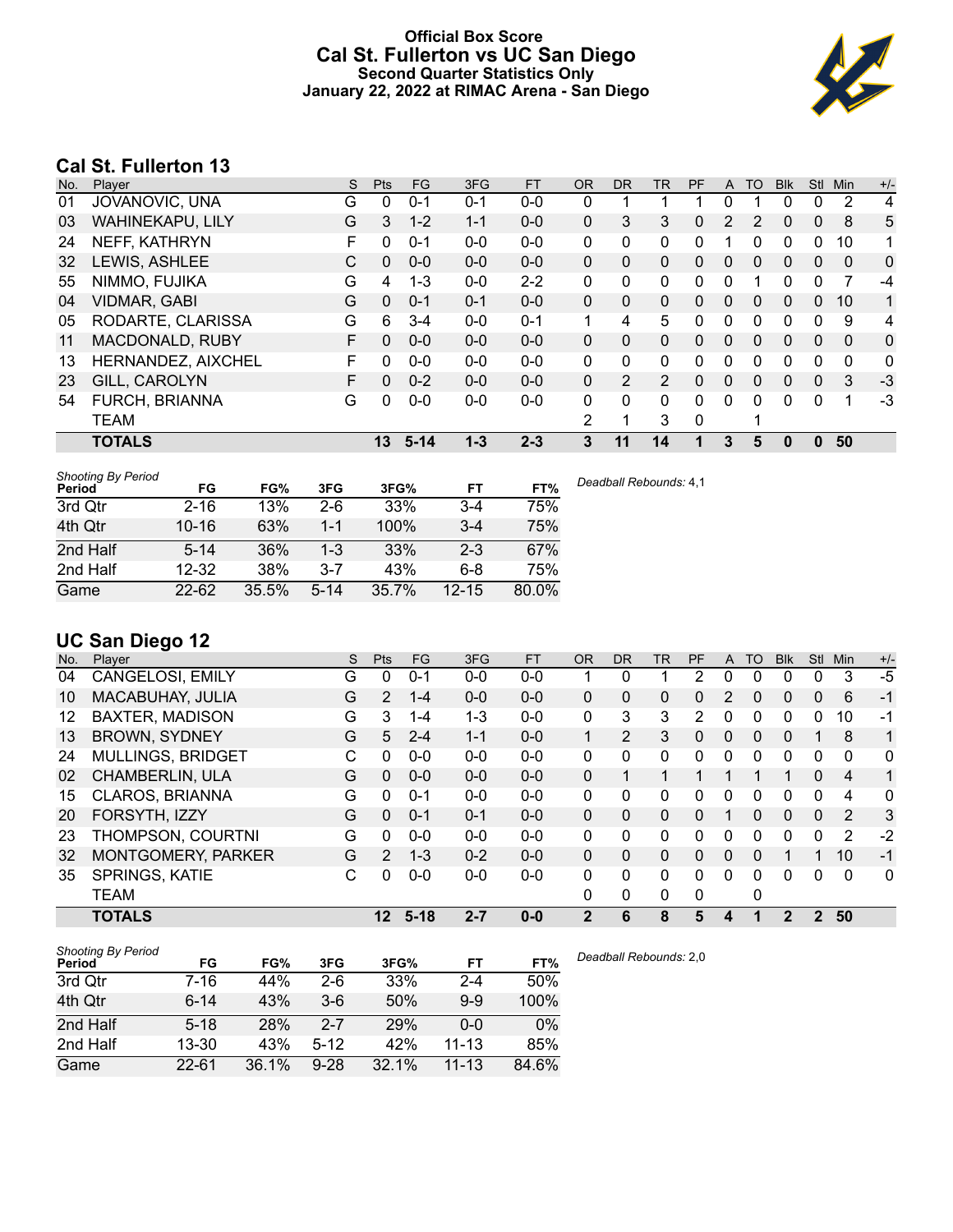# Official Box Score
## Cal St. Fullerton vs UC San Diego
### Second Quarter Statistics Only
### January 22, 2022 at RIMAC Arena - San Diego

## Cal St. Fullerton 13

| No. | Player | S | Pts | FG | 3FG | FT | OR | DR | TR | PF | A | TO | Blk | Stl | Min | +/- |
|---|---|---|---|---|---|---|---|---|---|---|---|---|---|---|---|---|
| 01 | JOVANOVIC, UNA | G | 0 | 0-1 | 0-1 | 0-0 | 0 | 1 | 1 | 1 | 0 | 1 | 0 | 0 | 2 | 4 |
| 03 | WAHINEKAPU, LILY | G | 3 | 1-2 | 1-1 | 0-0 | 0 | 3 | 3 | 0 | 2 | 2 | 0 | 0 | 8 | 5 |
| 24 | NEFF, KATHRYN | F | 0 | 0-1 | 0-0 | 0-0 | 0 | 0 | 0 | 0 | 1 | 0 | 0 | 0 | 10 | 1 |
| 32 | LEWIS, ASHLEE | C | 0 | 0-0 | 0-0 | 0-0 | 0 | 0 | 0 | 0 | 0 | 0 | 0 | 0 | 0 | 0 |
| 55 | NIMMO, FUJIKA | G | 4 | 1-3 | 0-0 | 2-2 | 0 | 0 | 0 | 0 | 0 | 1 | 0 | 0 | 7 | -4 |
| 04 | VIDMAR, GABI | G | 0 | 0-1 | 0-1 | 0-0 | 0 | 0 | 0 | 0 | 0 | 0 | 0 | 0 | 10 | 1 |
| 05 | RODARTE, CLARISSA | G | 6 | 3-4 | 0-0 | 0-1 | 1 | 4 | 5 | 0 | 0 | 0 | 0 | 0 | 9 | 4 |
| 11 | MACDONALD, RUBY | F | 0 | 0-0 | 0-0 | 0-0 | 0 | 0 | 0 | 0 | 0 | 0 | 0 | 0 | 0 | 0 |
| 13 | HERNANDEZ, AIXCHEL | F | 0 | 0-0 | 0-0 | 0-0 | 0 | 0 | 0 | 0 | 0 | 0 | 0 | 0 | 0 | 0 |
| 23 | GILL, CAROLYN | F | 0 | 0-2 | 0-0 | 0-0 | 0 | 2 | 2 | 0 | 0 | 0 | 0 | 0 | 3 | -3 |
| 54 | FURCH, BRIANNA | G | 0 | 0-0 | 0-0 | 0-0 | 0 | 0 | 0 | 0 | 0 | 0 | 0 | 0 | 1 | -3 |
| | TEAM | | | | | | 2 | 1 | 3 | 0 | | 1 | | | | |
| | **TOTALS** | | **13** | **5-14** | **1-3** | **2-3** | **3** | **11** | **14** | **1** | **3** | **5** | **0** | **0** | **50** | |

*Shooting By Period*

| Period | FG | FG% | 3FG | 3FG% | FT | FT% |
|---|---|---|---|---|---|---|
| 3rd Qtr | 2-16 | 13% | 2-6 | 33% | 3-4 | 75% |
| 4th Qtr | 10-16 | 63% | 1-1 | 100% | 3-4 | 75% |
| 2nd Half | 5-14 | 36% | 1-3 | 33% | 2-3 | 67% |
| 2nd Half | 12-32 | 38% | 3-7 | 43% | 6-8 | 75% |
| Game | 22-62 | 35.5% | 5-14 | 35.7% | 12-15 | 80.0% |

*Deadball Rebounds:* 4,1

## UC San Diego 12

| No. | Player | S | Pts | FG | 3FG | FT | OR | DR | TR | PF | A | TO | Blk | Stl | Min | +/- |
|---|---|---|---|---|---|---|---|---|---|---|---|---|---|---|---|---|
| 04 | CANGELOSI, EMILY | G | 0 | 0-1 | 0-0 | 0-0 | 1 | 0 | 1 | 2 | 0 | 0 | 0 | 0 | 3 | -5 |
| 10 | MACABUHAY, JULIA | G | 2 | 1-4 | 0-0 | 0-0 | 0 | 0 | 0 | 0 | 2 | 0 | 0 | 0 | 6 | -1 |
| 12 | BAXTER, MADISON | G | 3 | 1-4 | 1-3 | 0-0 | 0 | 3 | 3 | 2 | 0 | 0 | 0 | 0 | 10 | -1 |
| 13 | BROWN, SYDNEY | G | 5 | 2-4 | 1-1 | 0-0 | 1 | 2 | 3 | 0 | 0 | 0 | 0 | 1 | 8 | 1 |
| 24 | MULLINGS, BRIDGET | C | 0 | 0-0 | 0-0 | 0-0 | 0 | 0 | 0 | 0 | 0 | 0 | 0 | 0 | 0 | 0 |
| 02 | CHAMBERLIN, ULA | G | 0 | 0-0 | 0-0 | 0-0 | 0 | 1 | 1 | 1 | 1 | 1 | 1 | 0 | 4 | 1 |
| 15 | CLAROS, BRIANNA | G | 0 | 0-1 | 0-0 | 0-0 | 0 | 0 | 0 | 0 | 0 | 0 | 0 | 0 | 4 | 0 |
| 20 | FORSYTH, IZZY | G | 0 | 0-1 | 0-1 | 0-0 | 0 | 0 | 0 | 0 | 1 | 0 | 0 | 0 | 2 | 3 |
| 23 | THOMPSON, COURTNI | G | 0 | 0-0 | 0-0 | 0-0 | 0 | 0 | 0 | 0 | 0 | 0 | 0 | 0 | 2 | -2 |
| 32 | MONTGOMERY, PARKER | G | 2 | 1-3 | 0-2 | 0-0 | 0 | 0 | 0 | 0 | 0 | 0 | 1 | 1 | 10 | -1 |
| 35 | SPRINGS, KATIE | C | 0 | 0-0 | 0-0 | 0-0 | 0 | 0 | 0 | 0 | 0 | 0 | 0 | 0 | 0 | 0 |
| | TEAM | | | | | | 0 | 0 | 0 | 0 | | 0 | | | | |
| | **TOTALS** | | **12** | **5-18** | **2-7** | **0-0** | **2** | **6** | **8** | **5** | **4** | **1** | **2** | **2** | **50** | |

*Shooting By Period*

| Period | FG | FG% | 3FG | 3FG% | FT | FT% |
|---|---|---|---|---|---|---|
| 3rd Qtr | 7-16 | 44% | 2-6 | 33% | 2-4 | 50% |
| 4th Qtr | 6-14 | 43% | 3-6 | 50% | 9-9 | 100% |
| 2nd Half | 5-18 | 28% | 2-7 | 29% | 0-0 | 0% |
| 2nd Half | 13-30 | 43% | 5-12 | 42% | 11-13 | 85% |
| Game | 22-61 | 36.1% | 9-28 | 32.1% | 11-13 | 84.6% |

*Deadball Rebounds:* 2,0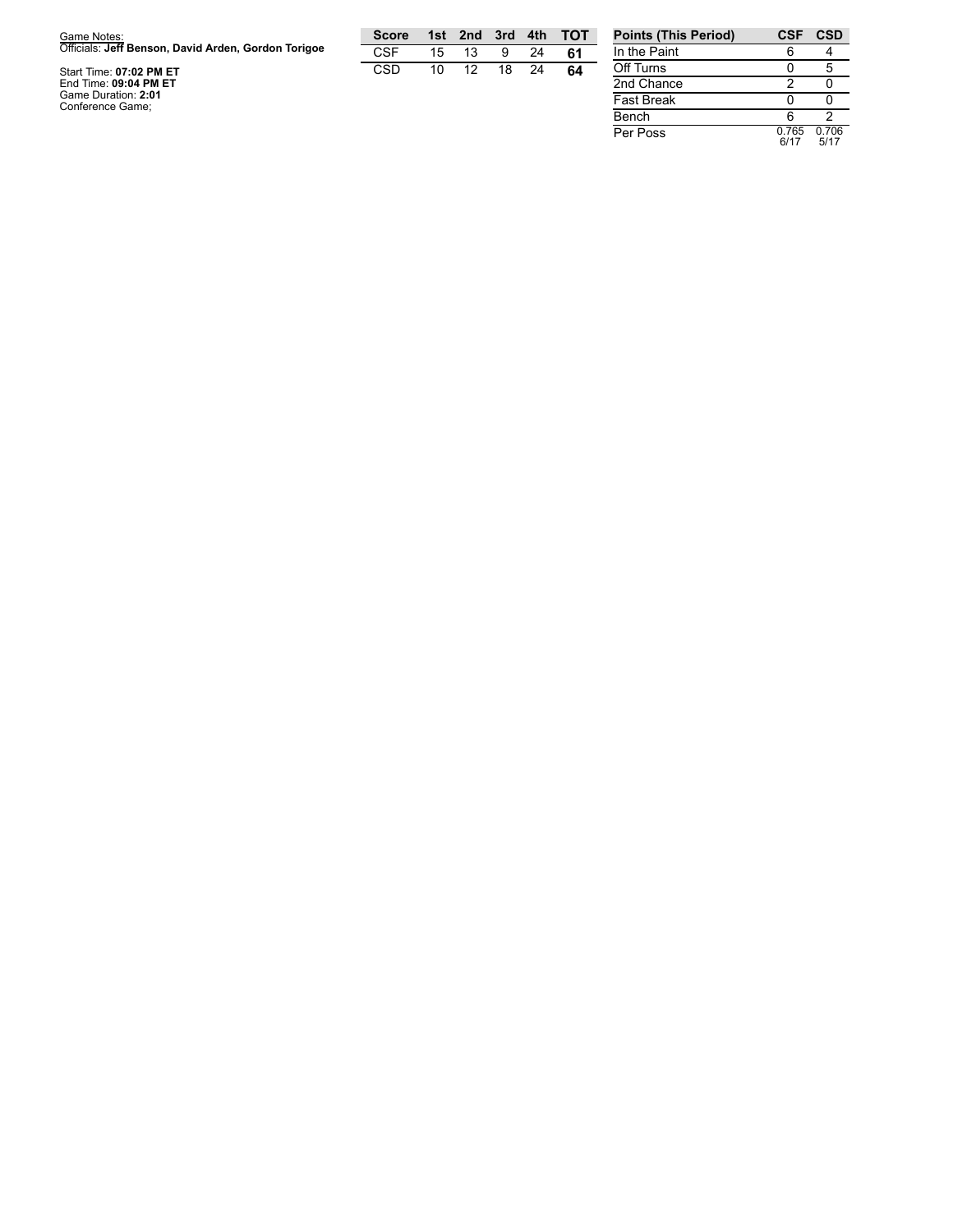Game Notes:
Officials: **Jeff Benson, David Arden, Gordon Torigoe**

Start Time: **07:02 PM ET**
End Time: **09:04 PM ET**
Game Duration: **2:01**
Conference Game;

| Score | 1st | 2nd | 3rd | 4th | TOT |
|---|---|---|---|---|---|
| CSF | 15 | 13 | 9 | 24 | **61** |
| CSD | 10 | 12 | 18 | 24 | **64** |

| Points (This Period) | CSF | CSD |
|---|---|---|
| In the Paint | 6 | 4 |
| Off Turns | 0 | 5 |
| 2nd Chance | 2 | 0 |
| Fast Break | 0 | 0 |
| Bench | 6 | 2 |
| Per Poss | 0.765 6/17 | 0.706 5/17 |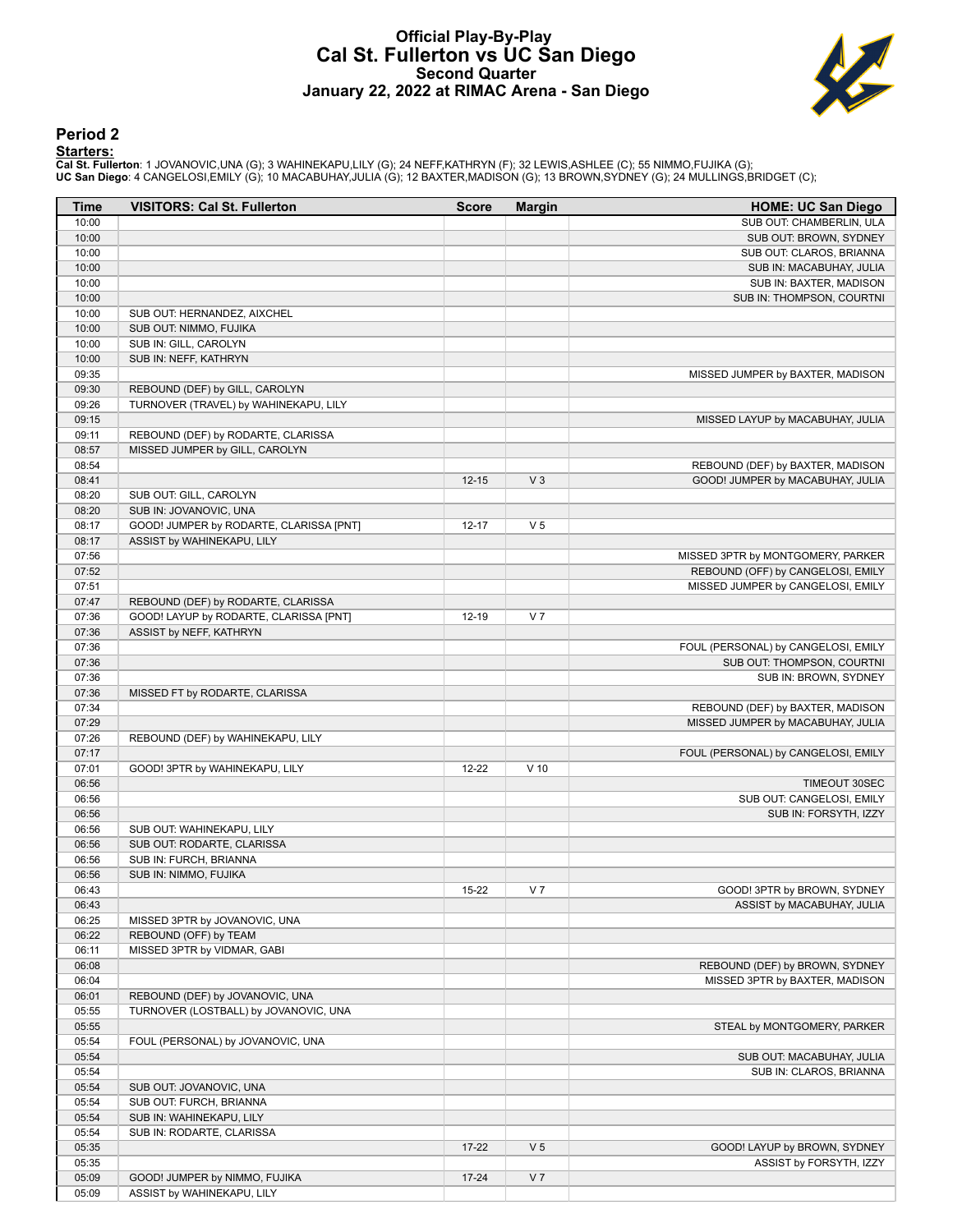# Official Play-By-Play
# Cal St. Fullerton vs UC San Diego
## Second Quarter
### January 22, 2022 at RIMAC Arena - San Diego

## Period 2

**Starters:**

**Cal St. Fullerton**: 1 JOVANOVIC,UNA (G); 3 WAHINEKAPU,LILY (G); 24 NEFF,KATHRYN (F); 32 LEWIS,ASHLEE (C); 55 NIMMO,FUJIKA (G);
**UC San Diego**: 4 CANGELOSI,EMILY (G); 10 MACABUHAY,JULIA (G); 12 BAXTER,MADISON (G); 13 BROWN,SYDNEY (G); 24 MULLINGS,BRIDGET (C);

| Time | VISITORS: Cal St. Fullerton | Score | Margin | HOME: UC San Diego |
|---|---|---|---|---|
| 10:00 | | | | SUB OUT: CHAMBERLIN, ULA |
| 10:00 | | | | SUB OUT: BROWN, SYDNEY |
| 10:00 | | | | SUB OUT: CLAROS, BRIANNA |
| 10:00 | | | | SUB IN: MACABUHAY, JULIA |
| 10:00 | | | | SUB IN: BAXTER, MADISON |
| 10:00 | | | | SUB IN: THOMPSON, COURTNI |
| 10:00 | SUB OUT: HERNANDEZ, AIXCHEL | | | |
| 10:00 | SUB OUT: NIMMO, FUJIKA | | | |
| 10:00 | SUB IN: GILL, CAROLYN | | | |
| 10:00 | SUB IN: NEFF, KATHRYN | | | |
| 09:35 | | | | MISSED JUMPER by BAXTER, MADISON |
| 09:30 | REBOUND (DEF) by GILL, CAROLYN | | | |
| 09:26 | TURNOVER (TRAVEL) by WAHINEKAPU, LILY | | | |
| 09:15 | | | | MISSED LAYUP by MACABUHAY, JULIA |
| 09:11 | REBOUND (DEF) by RODARTE, CLARISSA | | | |
| 08:57 | MISSED JUMPER by GILL, CAROLYN | | | |
| 08:54 | | | | REBOUND (DEF) by BAXTER, MADISON |
| 08:41 | | 12-15 | V 3 | GOOD! JUMPER by MACABUHAY, JULIA |
| 08:20 | SUB OUT: GILL, CAROLYN | | | |
| 08:20 | SUB IN: JOVANOVIC, UNA | | | |
| 08:17 | GOOD! JUMPER by RODARTE, CLARISSA [PNT] | 12-17 | V 5 | |
| 08:17 | ASSIST by WAHINEKAPU, LILY | | | |
| 07:56 | | | | MISSED 3PTR by MONTGOMERY, PARKER |
| 07:52 | | | | REBOUND (OFF) by CANGELOSI, EMILY |
| 07:51 | | | | MISSED JUMPER by CANGELOSI, EMILY |
| 07:47 | REBOUND (DEF) by RODARTE, CLARISSA | | | |
| 07:36 | GOOD! LAYUP by RODARTE, CLARISSA [PNT] | 12-19 | V 7 | |
| 07:36 | ASSIST by NEFF, KATHRYN | | | |
| 07:36 | | | | FOUL (PERSONAL) by CANGELOSI, EMILY |
| 07:36 | | | | SUB OUT: THOMPSON, COURTNI |
| 07:36 | | | | SUB IN: BROWN, SYDNEY |
| 07:36 | MISSED FT by RODARTE, CLARISSA | | | |
| 07:34 | | | | REBOUND (DEF) by BAXTER, MADISON |
| 07:29 | | | | MISSED JUMPER by MACABUHAY, JULIA |
| 07:26 | REBOUND (DEF) by WAHINEKAPU, LILY | | | |
| 07:17 | | | | FOUL (PERSONAL) by CANGELOSI, EMILY |
| 07:01 | GOOD! 3PTR by WAHINEKAPU, LILY | 12-22 | V 10 | |
| 06:56 | | | | TIMEOUT 30SEC |
| 06:56 | | | | SUB OUT: CANGELOSI, EMILY |
| 06:56 | | | | SUB IN: FORSYTH, IZZY |
| 06:56 | SUB OUT: WAHINEKAPU, LILY | | | |
| 06:56 | SUB OUT: RODARTE, CLARISSA | | | |
| 06:56 | SUB IN: FURCH, BRIANNA | | | |
| 06:56 | SUB IN: NIMMO, FUJIKA | | | |
| 06:43 | | 15-22 | V 7 | GOOD! 3PTR by BROWN, SYDNEY |
| 06:43 | | | | ASSIST by MACABUHAY, JULIA |
| 06:25 | MISSED 3PTR by JOVANOVIC, UNA | | | |
| 06:22 | REBOUND (OFF) by TEAM | | | |
| 06:11 | MISSED 3PTR by VIDMAR, GABI | | | |
| 06:08 | | | | REBOUND (DEF) by BROWN, SYDNEY |
| 06:04 | | | | MISSED 3PTR by BAXTER, MADISON |
| 06:01 | REBOUND (DEF) by JOVANOVIC, UNA | | | |
| 05:55 | TURNOVER (LOSTBALL) by JOVANOVIC, UNA | | | |
| 05:55 | | | | STEAL by MONTGOMERY, PARKER |
| 05:54 | FOUL (PERSONAL) by JOVANOVIC, UNA | | | |
| 05:54 | | | | SUB OUT: MACABUHAY, JULIA |
| 05:54 | | | | SUB IN: CLAROS, BRIANNA |
| 05:54 | SUB OUT: JOVANOVIC, UNA | | | |
| 05:54 | SUB OUT: FURCH, BRIANNA | | | |
| 05:54 | SUB IN: WAHINEKAPU, LILY | | | |
| 05:54 | SUB IN: RODARTE, CLARISSA | | | |
| 05:35 | | 17-22 | V 5 | GOOD! LAYUP by BROWN, SYDNEY |
| 05:35 | | | | ASSIST by FORSYTH, IZZY |
| 05:09 | GOOD! JUMPER by NIMMO, FUJIKA | 17-24 | V 7 | |
| 05:09 | ASSIST by WAHINEKAPU, LILY | | | |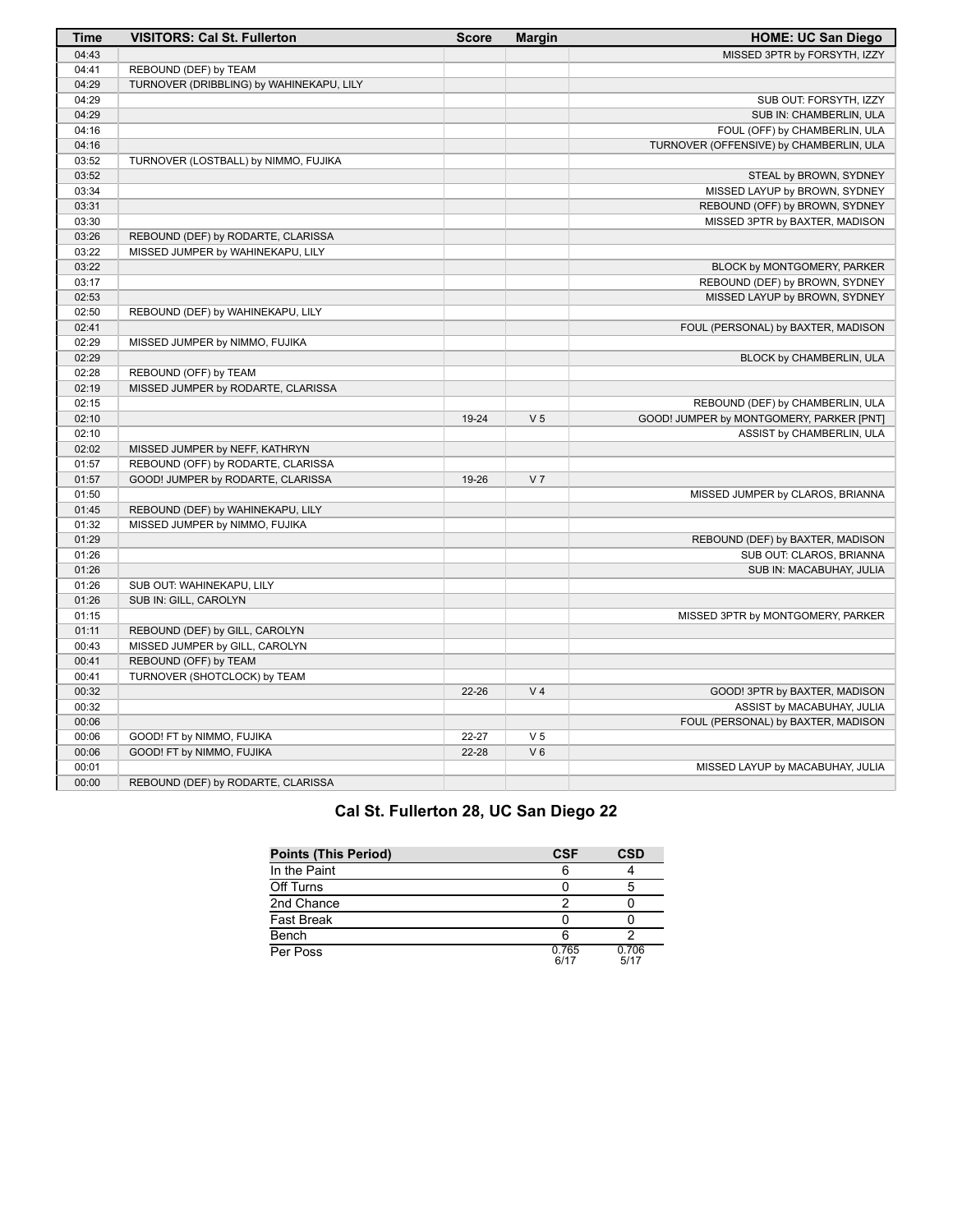| Time | VISITORS: Cal St. Fullerton | Score | Margin | HOME: UC San Diego |
|---|---|---|---|---|
| 04:43 | | | | MISSED 3PTR by FORSYTH, IZZY |
| 04:41 | REBOUND (DEF) by TEAM | | | |
| 04:29 | TURNOVER (DRIBBLING) by WAHINEKAPU, LILY | | | |
| 04:29 | | | | SUB OUT: FORSYTH, IZZY |
| 04:29 | | | | SUB IN: CHAMBERLIN, ULA |
| 04:16 | | | | FOUL (OFF) by CHAMBERLIN, ULA |
| 04:16 | | | | TURNOVER (OFFENSIVE) by CHAMBERLIN, ULA |
| 03:52 | TURNOVER (LOSTBALL) by NIMMO, FUJIKA | | | |
| 03:52 | | | | STEAL by BROWN, SYDNEY |
| 03:34 | | | | MISSED LAYUP by BROWN, SYDNEY |
| 03:31 | | | | REBOUND (OFF) by BROWN, SYDNEY |
| 03:30 | | | | MISSED 3PTR by BAXTER, MADISON |
| 03:26 | REBOUND (DEF) by RODARTE, CLARISSA | | | |
| 03:22 | MISSED JUMPER by WAHINEKAPU, LILY | | | |
| 03:22 | | | | BLOCK by MONTGOMERY, PARKER |
| 03:17 | | | | REBOUND (DEF) by BROWN, SYDNEY |
| 02:53 | | | | MISSED LAYUP by BROWN, SYDNEY |
| 02:50 | REBOUND (DEF) by WAHINEKAPU, LILY | | | |
| 02:41 | | | | FOUL (PERSONAL) by BAXTER, MADISON |
| 02:29 | MISSED JUMPER by NIMMO, FUJIKA | | | |
| 02:29 | | | | BLOCK by CHAMBERLIN, ULA |
| 02:28 | REBOUND (OFF) by TEAM | | | |
| 02:19 | MISSED JUMPER by RODARTE, CLARISSA | | | |
| 02:15 | | | | REBOUND (DEF) by CHAMBERLIN, ULA |
| 02:10 | | 19-24 | V 5 | GOOD! JUMPER by MONTGOMERY, PARKER [PNT] |
| 02:10 | | | | ASSIST by CHAMBERLIN, ULA |
| 02:02 | MISSED JUMPER by NEFF, KATHRYN | | | |
| 01:57 | REBOUND (OFF) by RODARTE, CLARISSA | | | |
| 01:57 | GOOD! JUMPER by RODARTE, CLARISSA | 19-26 | V 7 | |
| 01:50 | | | | MISSED JUMPER by CLAROS, BRIANNA |
| 01:45 | REBOUND (DEF) by WAHINEKAPU, LILY | | | |
| 01:32 | MISSED JUMPER by NIMMO, FUJIKA | | | |
| 01:29 | | | | REBOUND (DEF) by BAXTER, MADISON |
| 01:26 | | | | SUB OUT: CLAROS, BRIANNA |
| 01:26 | | | | SUB IN: MACABUHAY, JULIA |
| 01:26 | SUB OUT: WAHINEKAPU, LILY | | | |
| 01:26 | SUB IN: GILL, CAROLYN | | | |
| 01:15 | | | | MISSED 3PTR by MONTGOMERY, PARKER |
| 01:11 | REBOUND (DEF) by GILL, CAROLYN | | | |
| 00:43 | MISSED JUMPER by GILL, CAROLYN | | | |
| 00:41 | REBOUND (OFF) by TEAM | | | |
| 00:41 | TURNOVER (SHOTCLOCK) by TEAM | | | |
| 00:32 | | 22-26 | V 4 | GOOD! 3PTR by BAXTER, MADISON |
| 00:32 | | | | ASSIST by MACABUHAY, JULIA |
| 00:06 | | | | FOUL (PERSONAL) by BAXTER, MADISON |
| 00:06 | GOOD! FT by NIMMO, FUJIKA | 22-27 | V 5 | |
| 00:06 | GOOD! FT by NIMMO, FUJIKA | 22-28 | V 6 | |
| 00:01 | | | | MISSED LAYUP by MACABUHAY, JULIA |
| 00:00 | REBOUND (DEF) by RODARTE, CLARISSA | | | |

## Cal St. Fullerton 28, UC San Diego 22

| Points (This Period) | CSF | CSD |
|---|---|---|
| In the Paint | 6 | 4 |
| Off Turns | 0 | 5 |
| 2nd Chance | 2 | 0 |
| Fast Break | 0 | 0 |
| Bench | 6 | 2 |
| Per Poss | 0.765 6/17 | 0.706 5/17 |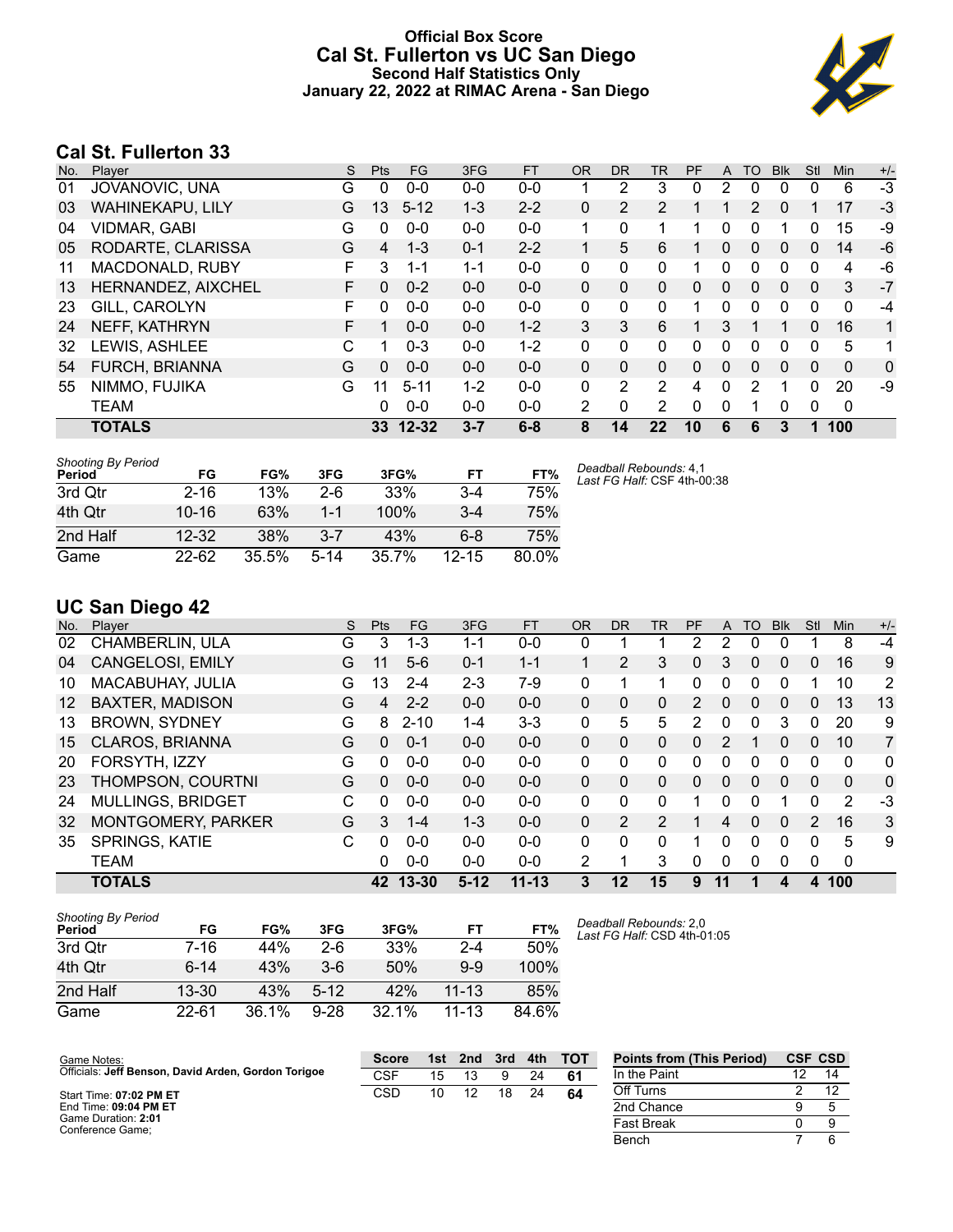# Official Box Score
# Cal St. Fullerton vs UC San Diego
## Second Half Statistics Only
### January 22, 2022 at RIMAC Arena - San Diego

## Cal St. Fullerton 33

| No. | Player | S | Pts | FG | 3FG | FT | OR | DR | TR | PF | A | TO | Blk | Stl | Min | +/- |
|---|---|---|---|---|---|---|---|---|---|---|---|---|---|---|---|---|
| 01 | JOVANOVIC, UNA | G | 0 | 0-0 | 0-0 | 0-0 | 1 | 2 | 3 | 0 | 2 | 0 | 0 | 0 | 6 | -3 |
| 03 | WAHINEKAPU, LILY | G | 13 | 5-12 | 1-3 | 2-2 | 0 | 2 | 2 | 1 | 1 | 2 | 0 | 1 | 17 | -3 |
| 04 | VIDMAR, GABI | G | 0 | 0-0 | 0-0 | 0-0 | 1 | 0 | 1 | 1 | 0 | 0 | 1 | 0 | 15 | -9 |
| 05 | RODARTE, CLARISSA | G | 4 | 1-3 | 0-1 | 2-2 | 1 | 5 | 6 | 1 | 0 | 0 | 0 | 0 | 14 | -6 |
| 11 | MACDONALD, RUBY | F | 3 | 1-1 | 1-1 | 0-0 | 0 | 0 | 0 | 1 | 0 | 0 | 0 | 0 | 4 | -6 |
| 13 | HERNANDEZ, AIXCHEL | F | 0 | 0-2 | 0-0 | 0-0 | 0 | 0 | 0 | 0 | 0 | 0 | 0 | 0 | 3 | -7 |
| 23 | GILL, CAROLYN | F | 0 | 0-0 | 0-0 | 0-0 | 0 | 0 | 0 | 1 | 0 | 0 | 0 | 0 | 0 | -4 |
| 24 | NEFF, KATHRYN | F | 1 | 0-0 | 0-0 | 1-2 | 3 | 3 | 6 | 1 | 3 | 1 | 1 | 0 | 16 | 1 |
| 32 | LEWIS, ASHLEE | C | 1 | 0-3 | 0-0 | 1-2 | 0 | 0 | 0 | 0 | 0 | 0 | 0 | 0 | 5 | 1 |
| 54 | FURCH, BRIANNA | G | 0 | 0-0 | 0-0 | 0-0 | 0 | 0 | 0 | 0 | 0 | 0 | 0 | 0 | 0 | 0 |
| 55 | NIMMO, FUJIKA | G | 11 | 5-11 | 1-2 | 0-0 | 0 | 2 | 2 | 4 | 0 | 2 | 1 | 0 | 20 | -9 |
| | TEAM | | 0 | 0-0 | 0-0 | 0-0 | 2 | 0 | 2 | 0 | 0 | 1 | 0 | 0 | 0 | |
| | **TOTALS** | | **33** | **12-32** | **3-7** | **6-8** | **8** | **14** | **22** | **10** | **6** | **6** | **3** | **1** | **100** | |

*Shooting By Period*

| Period | FG | FG% | 3FG | 3FG% | FT | FT% |
|---|---|---|---|---|---|---|
| 3rd Qtr | 2-16 | 13% | 2-6 | 33% | 3-4 | 75% |
| 4th Qtr | 10-16 | 63% | 1-1 | 100% | 3-4 | 75% |
| 2nd Half | 12-32 | 38% | 3-7 | 43% | 6-8 | 75% |
| Game | 22-62 | 35.5% | 5-14 | 35.7% | 12-15 | 80.0% |

*Deadball Rebounds:* 4,1
*Last FG Half:* CSF 4th-00:38

## UC San Diego 42

| No. | Player | S | Pts | FG | 3FG | FT | OR | DR | TR | PF | A | TO | Blk | Stl | Min | +/- |
|---|---|---|---|---|---|---|---|---|---|---|---|---|---|---|---|---|
| 02 | CHAMBERLIN, ULA | G | 3 | 1-3 | 1-1 | 0-0 | 0 | 1 | 1 | 2 | 2 | 0 | 0 | 1 | 8 | -4 |
| 04 | CANGELOSI, EMILY | G | 11 | 5-6 | 0-1 | 1-1 | 1 | 2 | 3 | 0 | 3 | 0 | 0 | 0 | 16 | 9 |
| 10 | MACABUHAY, JULIA | G | 13 | 2-4 | 2-3 | 7-9 | 0 | 1 | 1 | 0 | 0 | 0 | 0 | 1 | 10 | 2 |
| 12 | BAXTER, MADISON | G | 4 | 2-2 | 0-0 | 0-0 | 0 | 0 | 0 | 2 | 0 | 0 | 0 | 0 | 13 | 13 |
| 13 | BROWN, SYDNEY | G | 8 | 2-10 | 1-4 | 3-3 | 0 | 5 | 5 | 2 | 0 | 0 | 3 | 0 | 20 | 9 |
| 15 | CLAROS, BRIANNA | G | 0 | 0-1 | 0-0 | 0-0 | 0 | 0 | 0 | 0 | 2 | 1 | 0 | 0 | 10 | 7 |
| 20 | FORSYTH, IZZY | G | 0 | 0-0 | 0-0 | 0-0 | 0 | 0 | 0 | 0 | 0 | 0 | 0 | 0 | 0 | 0 |
| 23 | THOMPSON, COURTNI | G | 0 | 0-0 | 0-0 | 0-0 | 0 | 0 | 0 | 0 | 0 | 0 | 0 | 0 | 0 | 0 |
| 24 | MULLINGS, BRIDGET | C | 0 | 0-0 | 0-0 | 0-0 | 0 | 0 | 0 | 1 | 0 | 0 | 1 | 0 | 2 | -3 |
| 32 | MONTGOMERY, PARKER | G | 3 | 1-4 | 1-3 | 0-0 | 0 | 2 | 2 | 1 | 4 | 0 | 0 | 2 | 16 | 3 |
| 35 | SPRINGS, KATIE | C | 0 | 0-0 | 0-0 | 0-0 | 0 | 0 | 0 | 1 | 0 | 0 | 0 | 0 | 5 | 9 |
| | TEAM | | 0 | 0-0 | 0-0 | 0-0 | 2 | 1 | 3 | 0 | 0 | 0 | 0 | 0 | 0 | |
| | **TOTALS** | | **42** | **13-30** | **5-12** | **11-13** | **3** | **12** | **15** | **9** | **11** | **1** | **4** | **4** | **100** | |

*Shooting By Period*

| Period | FG | FG% | 3FG | 3FG% | FT | FT% |
|---|---|---|---|---|---|---|
| 3rd Qtr | 7-16 | 44% | 2-6 | 33% | 2-4 | 50% |
| 4th Qtr | 6-14 | 43% | 3-6 | 50% | 9-9 | 100% |
| 2nd Half | 13-30 | 43% | 5-12 | 42% | 11-13 | 85% |
| Game | 22-61 | 36.1% | 9-28 | 32.1% | 11-13 | 84.6% |

*Deadball Rebounds:* 2,0
*Last FG Half:* CSD 4th-01:05

Game Notes:
Officials: **Jeff Benson, David Arden, Gordon Torigoe**

Start Time: **07:02 PM ET**
End Time: **09:04 PM ET**
Game Duration: **2:01**
Conference Game;

| Score | 1st | 2nd | 3rd | 4th | TOT |
|---|---|---|---|---|---|
| CSF | 15 | 13 | 9 | 24 | **61** |
| CSD | 10 | 12 | 18 | 24 | **64** |

| Points from (This Period) | CSF | CSD |
|---|---|---|
| In the Paint | 12 | 14 |
| Off Turns | 2 | 12 |
| 2nd Chance | 9 | 5 |
| Fast Break | 0 | 9 |
| Bench | 7 | 6 |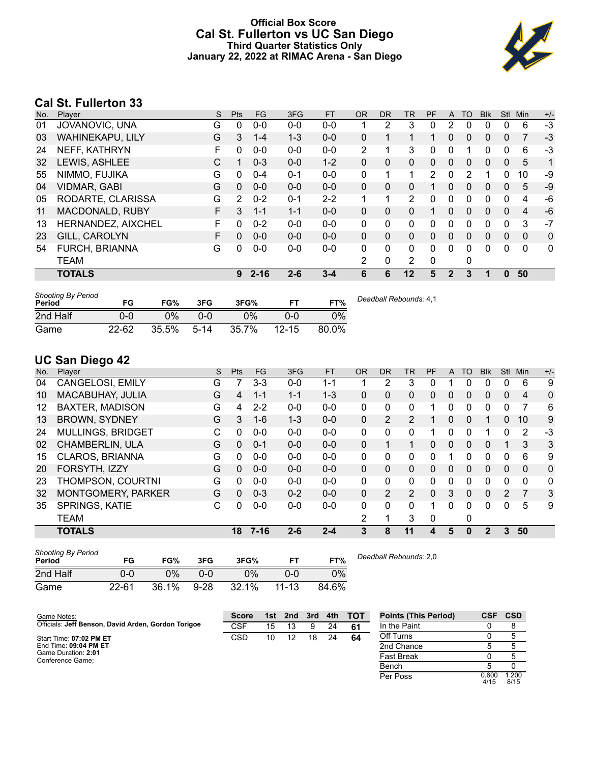# Official Box Score
# Cal St. Fullerton vs UC San Diego
### Third Quarter Statistics Only
### January 22, 2022 at RIMAC Arena - San Diego

## Cal St. Fullerton 33

| No. | Player | S | Pts | FG | 3FG | FT | OR | DR | TR | PF | A | TO | Blk | Stl | Min | +/- |
|---|---|---|---|---|---|---|---|---|---|---|---|---|---|---|---|---|
| 01 | JOVANOVIC, UNA | G | 0 | 0-0 | 0-0 | 0-0 | 1 | 2 | 3 | 0 | 2 | 0 | 0 | 0 | 6 | -3 |
| 03 | WAHINEKAPU, LILY | G | 3 | 1-4 | 1-3 | 0-0 | 0 | 1 | 1 | 1 | 0 | 0 | 0 | 0 | 7 | -3 |
| 24 | NEFF, KATHRYN | F | 0 | 0-0 | 0-0 | 0-0 | 2 | 1 | 3 | 0 | 0 | 1 | 0 | 0 | 6 | -3 |
| 32 | LEWIS, ASHLEE | C | 1 | 0-3 | 0-0 | 1-2 | 0 | 0 | 0 | 0 | 0 | 0 | 0 | 0 | 5 | 1 |
| 55 | NIMMO, FUJIKA | G | 0 | 0-4 | 0-1 | 0-0 | 0 | 1 | 1 | 2 | 0 | 2 | 1 | 0 | 10 | -9 |
| 04 | VIDMAR, GABI | G | 0 | 0-0 | 0-0 | 0-0 | 0 | 0 | 0 | 1 | 0 | 0 | 0 | 0 | 5 | -9 |
| 05 | RODARTE, CLARISSA | G | 2 | 0-2 | 0-1 | 2-2 | 1 | 1 | 2 | 0 | 0 | 0 | 0 | 0 | 4 | -6 |
| 11 | MACDONALD, RUBY | F | 3 | 1-1 | 1-1 | 0-0 | 0 | 0 | 0 | 1 | 0 | 0 | 0 | 0 | 4 | -6 |
| 13 | HERNANDEZ, AIXCHEL | F | 0 | 0-2 | 0-0 | 0-0 | 0 | 0 | 0 | 0 | 0 | 0 | 0 | 0 | 3 | -7 |
| 23 | GILL, CAROLYN | F | 0 | 0-0 | 0-0 | 0-0 | 0 | 0 | 0 | 0 | 0 | 0 | 0 | 0 | 0 | 0 |
| 54 | FURCH, BRIANNA | G | 0 | 0-0 | 0-0 | 0-0 | 0 | 0 | 0 | 0 | 0 | 0 | 0 | 0 | 0 | 0 |
| | TEAM | | | | | | 2 | 0 | 2 | 0 | | 0 | | | | |
| | **TOTALS** | | **9** | **2-16** | **2-6** | **3-4** | **6** | **6** | **12** | **5** | **2** | **3** | **1** | **0** | **50** | |

| Shooting By Period Period | FG | FG% | 3FG | 3FG% | FT | FT% |
|---|---|---|---|---|---|---|
| 2nd Half | 0-0 | 0% | 0-0 | 0% | 0-0 | 0% |
| Game | 22-62 | 35.5% | 5-14 | 35.7% | 12-15 | 80.0% |

*Deadball Rebounds:* 4,1

## UC San Diego 42

| No. | Player | S | Pts | FG | 3FG | FT | OR | DR | TR | PF | A | TO | Blk | Stl | Min | +/- |
|---|---|---|---|---|---|---|---|---|---|---|---|---|---|---|---|---|
| 04 | CANGELOSI, EMILY | G | 7 | 3-3 | 0-0 | 1-1 | 1 | 2 | 3 | 0 | 1 | 0 | 0 | 0 | 6 | 9 |
| 10 | MACABUHAY, JULIA | G | 4 | 1-1 | 1-1 | 1-3 | 0 | 0 | 0 | 0 | 0 | 0 | 0 | 0 | 4 | 0 |
| 12 | BAXTER, MADISON | G | 4 | 2-2 | 0-0 | 0-0 | 0 | 0 | 0 | 1 | 0 | 0 | 0 | 0 | 7 | 6 |
| 13 | BROWN, SYDNEY | G | 3 | 1-6 | 1-3 | 0-0 | 0 | 2 | 2 | 1 | 0 | 0 | 1 | 0 | 10 | 9 |
| 24 | MULLINGS, BRIDGET | C | 0 | 0-0 | 0-0 | 0-0 | 0 | 0 | 0 | 1 | 0 | 0 | 1 | 0 | 2 | -3 |
| 02 | CHAMBERLIN, ULA | G | 0 | 0-1 | 0-0 | 0-0 | 0 | 1 | 1 | 0 | 0 | 0 | 0 | 1 | 3 | 3 |
| 15 | CLAROS, BRIANNA | G | 0 | 0-0 | 0-0 | 0-0 | 0 | 0 | 0 | 0 | 1 | 0 | 0 | 0 | 6 | 9 |
| 20 | FORSYTH, IZZY | G | 0 | 0-0 | 0-0 | 0-0 | 0 | 0 | 0 | 0 | 0 | 0 | 0 | 0 | 0 | 0 |
| 23 | THOMPSON, COURTNI | G | 0 | 0-0 | 0-0 | 0-0 | 0 | 0 | 0 | 0 | 0 | 0 | 0 | 0 | 0 | 0 |
| 32 | MONTGOMERY, PARKER | G | 0 | 0-3 | 0-2 | 0-0 | 0 | 2 | 2 | 0 | 3 | 0 | 0 | 2 | 7 | 3 |
| 35 | SPRINGS, KATIE | C | 0 | 0-0 | 0-0 | 0-0 | 0 | 0 | 0 | 1 | 0 | 0 | 0 | 0 | 5 | 9 |
| | TEAM | | | | | | 2 | 1 | 3 | 0 | | 0 | | | | |
| | **TOTALS** | | **18** | **7-16** | **2-6** | **2-4** | **3** | **8** | **11** | **4** | **5** | **0** | **2** | **3** | **50** | |

| Shooting By Period Period | FG | FG% | 3FG | 3FG% | FT | FT% |
|---|---|---|---|---|---|---|
| 2nd Half | 0-0 | 0% | 0-0 | 0% | 0-0 | 0% |
| Game | 22-61 | 36.1% | 9-28 | 32.1% | 11-13 | 84.6% |

*Deadball Rebounds:* 2,0

Game Notes:
Officials: **Jeff Benson, David Arden, Gordon Torigoe**

Start Time: **07:02 PM ET**
End Time: **09:04 PM ET**
Game Duration: **2:01**
Conference Game;

| Score | 1st | 2nd | 3rd | 4th | TOT |
|---|---|---|---|---|---|
| CSF | 15 | 13 | 9 | 24 | **61** |
| CSD | 10 | 12 | 18 | 24 | **64** |

| Points (This Period) | CSF | CSD |
|---|---|---|
| In the Paint | 0 | 8 |
| Off Turns | 0 | 5 |
| 2nd Chance | 5 | 5 |
| Fast Break | 0 | 5 |
| Bench | 5 | 0 |
| Per Poss | 0.600 4/15 | 1.200 8/15 |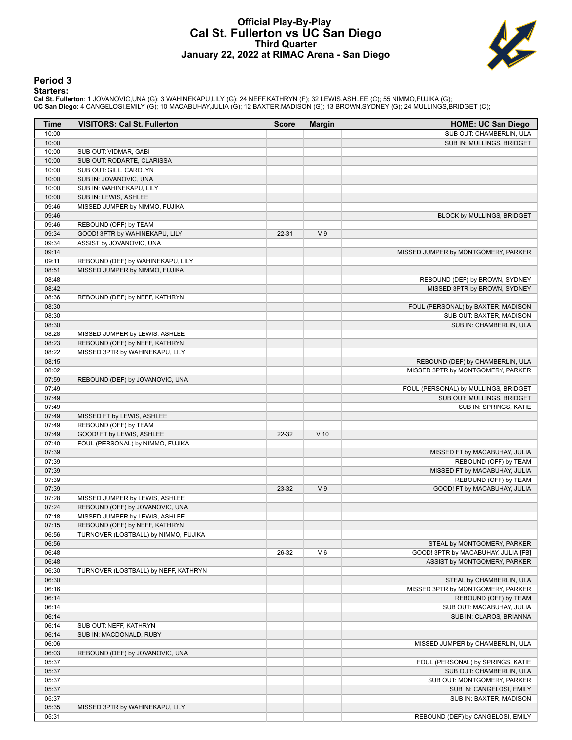# Official Play-By-Play
# Cal St. Fullerton vs UC San Diego
## Third Quarter
## January 22, 2022 at RIMAC Arena - San Diego

### Period 3

**Starters:**

**Cal St. Fullerton**: 1 JOVANOVIC,UNA (G); 3 WAHINEKAPU,LILY (G); 24 NEFF,KATHRYN (F); 32 LEWIS,ASHLEE (C); 55 NIMMO,FUJIKA (G);
**UC San Diego**: 4 CANGELOSI,EMILY (G); 10 MACABUHAY,JULIA (G); 12 BAXTER,MADISON (G); 13 BROWN,SYDNEY (G); 24 MULLINGS,BRIDGET (C);

| Time | VISITORS: Cal St. Fullerton | Score | Margin | HOME: UC San Diego |
|---|---|---|---|---|
| 10:00 | | | | SUB OUT: CHAMBERLIN, ULA |
| 10:00 | | | | SUB IN: MULLINGS, BRIDGET |
| 10:00 | SUB OUT: VIDMAR, GABI | | | |
| 10:00 | SUB OUT: RODARTE, CLARISSA | | | |
| 10:00 | SUB OUT: GILL, CAROLYN | | | |
| 10:00 | SUB IN: JOVANOVIC, UNA | | | |
| 10:00 | SUB IN: WAHINEKAPU, LILY | | | |
| 10:00 | SUB IN: LEWIS, ASHLEE | | | |
| 09:46 | MISSED JUMPER by NIMMO, FUJIKA | | | |
| 09:46 | | | | BLOCK by MULLINGS, BRIDGET |
| 09:46 | REBOUND (OFF) by TEAM | | | |
| 09:34 | GOOD! 3PTR by WAHINEKAPU, LILY | 22-31 | V 9 | |
| 09:34 | ASSIST by JOVANOVIC, UNA | | | |
| 09:14 | | | | MISSED JUMPER by MONTGOMERY, PARKER |
| 09:11 | REBOUND (DEF) by WAHINEKAPU, LILY | | | |
| 08:51 | MISSED JUMPER by NIMMO, FUJIKA | | | |
| 08:48 | | | | REBOUND (DEF) by BROWN, SYDNEY |
| 08:42 | | | | MISSED 3PTR by BROWN, SYDNEY |
| 08:36 | REBOUND (DEF) by NEFF, KATHRYN | | | |
| 08:30 | | | | FOUL (PERSONAL) by BAXTER, MADISON |
| 08:30 | | | | SUB OUT: BAXTER, MADISON |
| 08:30 | | | | SUB IN: CHAMBERLIN, ULA |
| 08:28 | MISSED JUMPER by LEWIS, ASHLEE | | | |
| 08:23 | REBOUND (OFF) by NEFF, KATHRYN | | | |
| 08:22 | MISSED 3PTR by WAHINEKAPU, LILY | | | |
| 08:15 | | | | REBOUND (DEF) by CHAMBERLIN, ULA |
| 08:02 | | | | MISSED 3PTR by MONTGOMERY, PARKER |
| 07:59 | REBOUND (DEF) by JOVANOVIC, UNA | | | |
| 07:49 | | | | FOUL (PERSONAL) by MULLINGS, BRIDGET |
| 07:49 | | | | SUB OUT: MULLINGS, BRIDGET |
| 07:49 | | | | SUB IN: SPRINGS, KATIE |
| 07:49 | MISSED FT by LEWIS, ASHLEE | | | |
| 07:49 | REBOUND (OFF) by TEAM | | | |
| 07:49 | GOOD! FT by LEWIS, ASHLEE | 22-32 | V 10 | |
| 07:40 | FOUL (PERSONAL) by NIMMO, FUJIKA | | | |
| 07:39 | | | | MISSED FT by MACABUHAY, JULIA |
| 07:39 | | | | REBOUND (OFF) by TEAM |
| 07:39 | | | | MISSED FT by MACABUHAY, JULIA |
| 07:39 | | | | REBOUND (OFF) by TEAM |
| 07:39 | | 23-32 | V 9 | GOOD! FT by MACABUHAY, JULIA |
| 07:28 | MISSED JUMPER by LEWIS, ASHLEE | | | |
| 07:24 | REBOUND (OFF) by JOVANOVIC, UNA | | | |
| 07:18 | MISSED JUMPER by LEWIS, ASHLEE | | | |
| 07:15 | REBOUND (OFF) by NEFF, KATHRYN | | | |
| 06:56 | TURNOVER (LOSTBALL) by NIMMO, FUJIKA | | | |
| 06:56 | | | | STEAL by MONTGOMERY, PARKER |
| 06:48 | | 26-32 | V 6 | GOOD! 3PTR by MACABUHAY, JULIA [FB] |
| 06:48 | | | | ASSIST by MONTGOMERY, PARKER |
| 06:30 | TURNOVER (LOSTBALL) by NEFF, KATHRYN | | | |
| 06:30 | | | | STEAL by CHAMBERLIN, ULA |
| 06:16 | | | | MISSED 3PTR by MONTGOMERY, PARKER |
| 06:14 | | | | REBOUND (OFF) by TEAM |
| 06:14 | | | | SUB OUT: MACABUHAY, JULIA |
| 06:14 | | | | SUB IN: CLAROS, BRIANNA |
| 06:14 | SUB OUT: NEFF, KATHRYN | | | |
| 06:14 | SUB IN: MACDONALD, RUBY | | | |
| 06:06 | | | | MISSED JUMPER by CHAMBERLIN, ULA |
| 06:03 | REBOUND (DEF) by JOVANOVIC, UNA | | | |
| 05:37 | | | | FOUL (PERSONAL) by SPRINGS, KATIE |
| 05:37 | | | | SUB OUT: CHAMBERLIN, ULA |
| 05:37 | | | | SUB OUT: MONTGOMERY, PARKER |
| 05:37 | | | | SUB IN: CANGELOSI, EMILY |
| 05:37 | | | | SUB IN: BAXTER, MADISON |
| 05:35 | MISSED 3PTR by WAHINEKAPU, LILY | | | |
| 05:31 | | | | REBOUND (DEF) by CANGELOSI, EMILY |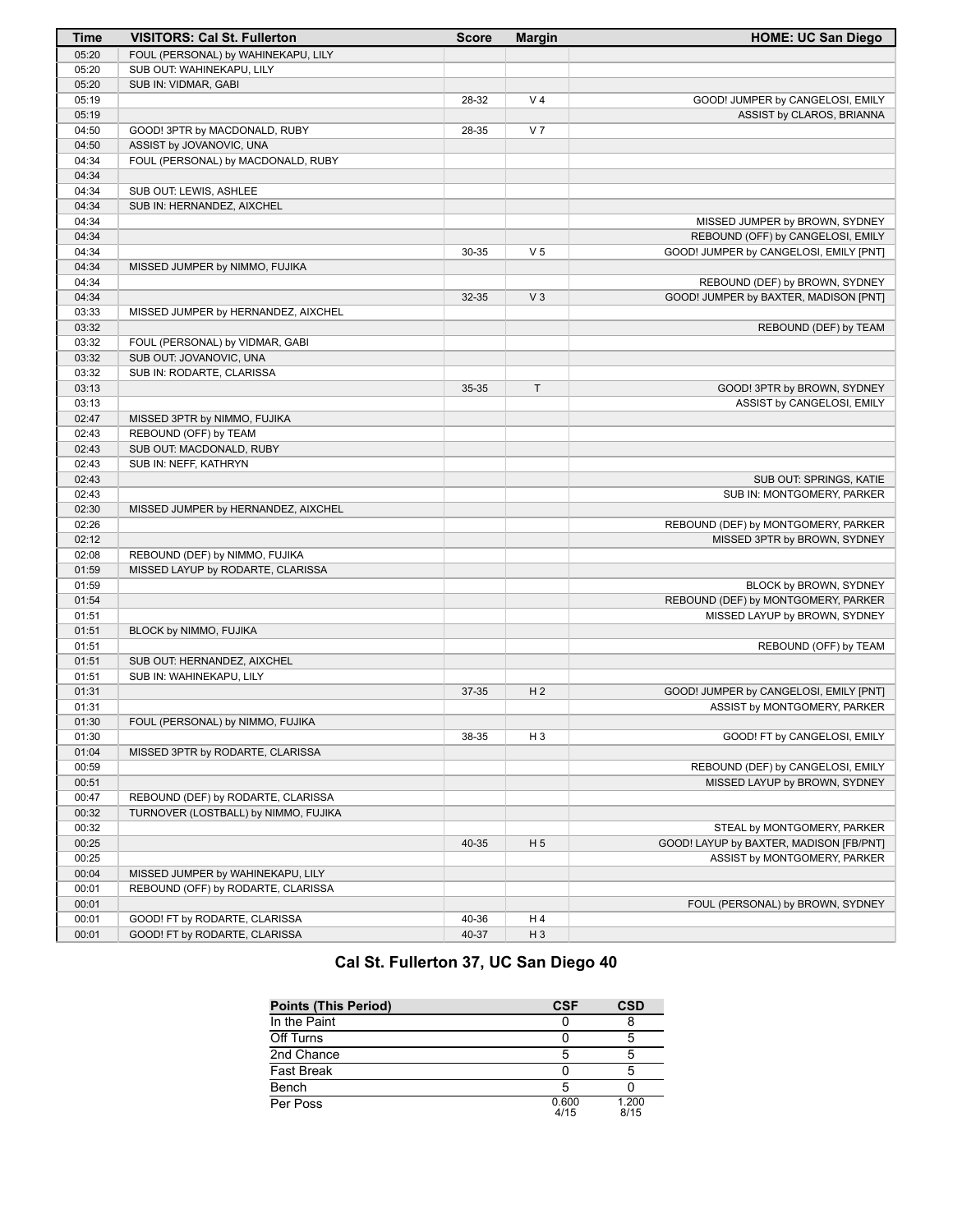| Time | VISITORS: Cal St. Fullerton | Score | Margin | HOME: UC San Diego |
|---|---|---|---|---|
| 05:20 | FOUL (PERSONAL) by WAHINEKAPU, LILY | | | |
| 05:20 | SUB OUT: WAHINEKAPU, LILY | | | |
| 05:20 | SUB IN: VIDMAR, GABI | | | |
| 05:19 | | 28-32 | V 4 | GOOD! JUMPER by CANGELOSI, EMILY |
| 05:19 | | | | ASSIST by CLAROS, BRIANNA |
| 04:50 | GOOD! 3PTR by MACDONALD, RUBY | 28-35 | V 7 | |
| 04:50 | ASSIST by JOVANOVIC, UNA | | | |
| 04:34 | FOUL (PERSONAL) by MACDONALD, RUBY | | | |
| 04:34 | | | | |
| 04:34 | SUB OUT: LEWIS, ASHLEE | | | |
| 04:34 | SUB IN: HERNANDEZ, AIXCHEL | | | |
| 04:34 | | | | MISSED JUMPER by BROWN, SYDNEY |
| 04:34 | | | | REBOUND (OFF) by CANGELOSI, EMILY |
| 04:34 | | 30-35 | V 5 | GOOD! JUMPER by CANGELOSI, EMILY [PNT] |
| 04:34 | MISSED JUMPER by NIMMO, FUJIKA | | | |
| 04:34 | | | | REBOUND (DEF) by BROWN, SYDNEY |
| 04:34 | | 32-35 | V 3 | GOOD! JUMPER by BAXTER, MADISON [PNT] |
| 03:33 | MISSED JUMPER by HERNANDEZ, AIXCHEL | | | |
| 03:32 | | | | REBOUND (DEF) by TEAM |
| 03:32 | FOUL (PERSONAL) by VIDMAR, GABI | | | |
| 03:32 | SUB OUT: JOVANOVIC, UNA | | | |
| 03:32 | SUB IN: RODARTE, CLARISSA | | | |
| 03:13 | | 35-35 | T | GOOD! 3PTR by BROWN, SYDNEY |
| 03:13 | | | | ASSIST by CANGELOSI, EMILY |
| 02:47 | MISSED 3PTR by NIMMO, FUJIKA | | | |
| 02:43 | REBOUND (OFF) by TEAM | | | |
| 02:43 | SUB OUT: MACDONALD, RUBY | | | |
| 02:43 | SUB IN: NEFF, KATHRYN | | | |
| 02:43 | | | | SUB OUT: SPRINGS, KATIE |
| 02:43 | | | | SUB IN: MONTGOMERY, PARKER |
| 02:30 | MISSED JUMPER by HERNANDEZ, AIXCHEL | | | |
| 02:26 | | | | REBOUND (DEF) by MONTGOMERY, PARKER |
| 02:12 | | | | MISSED 3PTR by BROWN, SYDNEY |
| 02:08 | REBOUND (DEF) by NIMMO, FUJIKA | | | |
| 01:59 | MISSED LAYUP by RODARTE, CLARISSA | | | |
| 01:59 | | | | BLOCK by BROWN, SYDNEY |
| 01:54 | | | | REBOUND (DEF) by MONTGOMERY, PARKER |
| 01:51 | | | | MISSED LAYUP by BROWN, SYDNEY |
| 01:51 | BLOCK by NIMMO, FUJIKA | | | |
| 01:51 | | | | REBOUND (OFF) by TEAM |
| 01:51 | SUB OUT: HERNANDEZ, AIXCHEL | | | |
| 01:51 | SUB IN: WAHINEKAPU, LILY | | | |
| 01:31 | | 37-35 | H 2 | GOOD! JUMPER by CANGELOSI, EMILY [PNT] |
| 01:31 | | | | ASSIST by MONTGOMERY, PARKER |
| 01:30 | FOUL (PERSONAL) by NIMMO, FUJIKA | | | |
| 01:30 | | 38-35 | H 3 | GOOD! FT by CANGELOSI, EMILY |
| 01:04 | MISSED 3PTR by RODARTE, CLARISSA | | | |
| 00:59 | | | | REBOUND (DEF) by CANGELOSI, EMILY |
| 00:51 | | | | MISSED LAYUP by BROWN, SYDNEY |
| 00:47 | REBOUND (DEF) by RODARTE, CLARISSA | | | |
| 00:32 | TURNOVER (LOSTBALL) by NIMMO, FUJIKA | | | |
| 00:32 | | | | STEAL by MONTGOMERY, PARKER |
| 00:25 | | 40-35 | H 5 | GOOD! LAYUP by BAXTER, MADISON [FB/PNT] |
| 00:25 | | | | ASSIST by MONTGOMERY, PARKER |
| 00:04 | MISSED JUMPER by WAHINEKAPU, LILY | | | |
| 00:01 | REBOUND (OFF) by RODARTE, CLARISSA | | | |
| 00:01 | | | | FOUL (PERSONAL) by BROWN, SYDNEY |
| 00:01 | GOOD! FT by RODARTE, CLARISSA | 40-36 | H 4 | |
| 00:01 | GOOD! FT by RODARTE, CLARISSA | 40-37 | H 3 | |

## Cal St. Fullerton 37, UC San Diego 40

| Points (This Period) | CSF | CSD |
|---|---|---|
| In the Paint | 0 | 8 |
| Off Turns | 0 | 5 |
| 2nd Chance | 5 | 5 |
| Fast Break | 0 | 5 |
| Bench | 5 | 0 |
| Per Poss | 0.600 4/15 | 1.200 8/15 |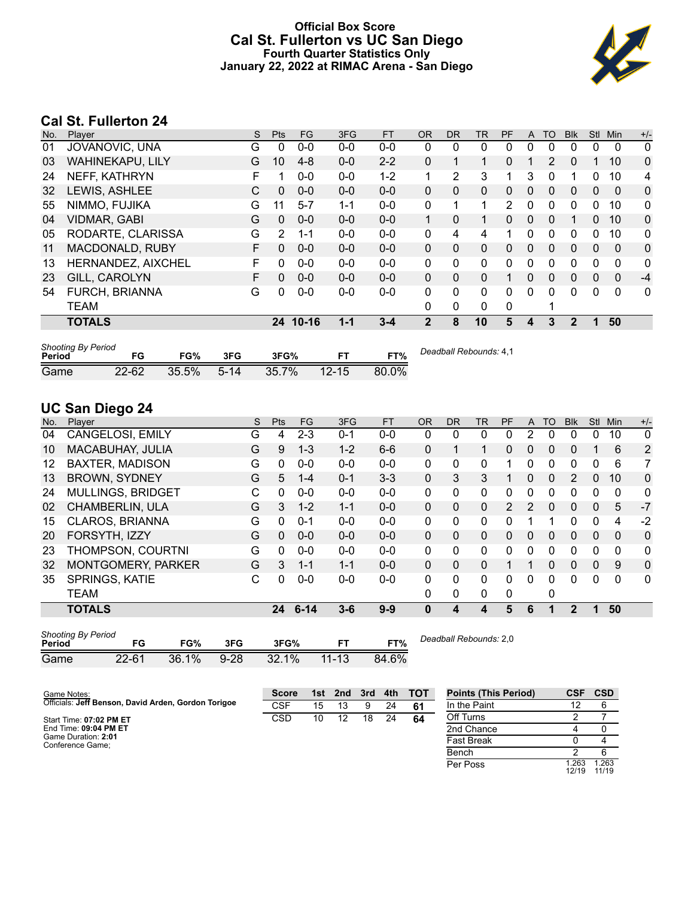# Official Box Score
# Cal St. Fullerton vs UC San Diego
### Fourth Quarter Statistics Only
### January 22, 2022 at RIMAC Arena - San Diego

## Cal St. Fullerton 24

| No. | Player | S | Pts | FG | 3FG | FT | OR | DR | TR | PF | A | TO | Blk | Stl | Min | +/- |
|---|---|---|---|---|---|---|---|---|---|---|---|---|---|---|---|---|
| 01 | JOVANOVIC, UNA | G | 0 | 0-0 | 0-0 | 0-0 | 0 | 0 | 0 | 0 | 0 | 0 | 0 | 0 | 0 | 0 |
| 03 | WAHINEKAPU, LILY | G | 10 | 4-8 | 0-0 | 2-2 | 0 | 1 | 1 | 0 | 1 | 2 | 0 | 1 | 10 | 0 |
| 24 | NEFF, KATHRYN | F | 1 | 0-0 | 0-0 | 1-2 | 1 | 2 | 3 | 1 | 3 | 0 | 1 | 0 | 10 | 4 |
| 32 | LEWIS, ASHLEE | C | 0 | 0-0 | 0-0 | 0-0 | 0 | 0 | 0 | 0 | 0 | 0 | 0 | 0 | 0 | 0 |
| 55 | NIMMO, FUJIKA | G | 11 | 5-7 | 1-1 | 0-0 | 0 | 1 | 1 | 2 | 0 | 0 | 0 | 0 | 10 | 0 |
| 04 | VIDMAR, GABI | G | 0 | 0-0 | 0-0 | 0-0 | 1 | 0 | 1 | 0 | 0 | 0 | 1 | 0 | 10 | 0 |
| 05 | RODARTE, CLARISSA | G | 2 | 1-1 | 0-0 | 0-0 | 0 | 4 | 4 | 1 | 0 | 0 | 0 | 0 | 10 | 0 |
| 11 | MACDONALD, RUBY | F | 0 | 0-0 | 0-0 | 0-0 | 0 | 0 | 0 | 0 | 0 | 0 | 0 | 0 | 0 | 0 |
| 13 | HERNANDEZ, AIXCHEL | F | 0 | 0-0 | 0-0 | 0-0 | 0 | 0 | 0 | 0 | 0 | 0 | 0 | 0 | 0 | 0 |
| 23 | GILL, CAROLYN | F | 0 | 0-0 | 0-0 | 0-0 | 0 | 0 | 0 | 1 | 0 | 0 | 0 | 0 | 0 | -4 |
| 54 | FURCH, BRIANNA | G | 0 | 0-0 | 0-0 | 0-0 | 0 | 0 | 0 | 0 | 0 | 0 | 0 | 0 | 0 | 0 |
| | TEAM | | | | | | 0 | 0 | 0 | 0 | | 1 | | | | |
| | **TOTALS** | | **24** | **10-16** | **1-1** | **3-4** | **2** | **8** | **10** | **5** | **4** | **3** | **2** | **1** | **50** | |

| Shooting By Period Period | FG | FG% | 3FG | 3FG% | FT | FT% |
|---|---|---|---|---|---|---|
| Game | 22-62 | 35.5% | 5-14 | 35.7% | 12-15 | 80.0% |

*Deadball Rebounds:* 4,1

## UC San Diego 24

| No. | Player | S | Pts | FG | 3FG | FT | OR | DR | TR | PF | A | TO | Blk | Stl | Min | +/- |
|---|---|---|---|---|---|---|---|---|---|---|---|---|---|---|---|---|
| 04 | CANGELOSI, EMILY | G | 4 | 2-3 | 0-1 | 0-0 | 0 | 0 | 0 | 0 | 2 | 0 | 0 | 0 | 10 | 0 |
| 10 | MACABUHAY, JULIA | G | 9 | 1-3 | 1-2 | 6-6 | 0 | 1 | 1 | 0 | 0 | 0 | 0 | 1 | 6 | 2 |
| 12 | BAXTER, MADISON | G | 0 | 0-0 | 0-0 | 0-0 | 0 | 0 | 0 | 1 | 0 | 0 | 0 | 0 | 6 | 7 |
| 13 | BROWN, SYDNEY | G | 5 | 1-4 | 0-1 | 3-3 | 0 | 3 | 3 | 1 | 0 | 0 | 2 | 0 | 10 | 0 |
| 24 | MULLINGS, BRIDGET | C | 0 | 0-0 | 0-0 | 0-0 | 0 | 0 | 0 | 0 | 0 | 0 | 0 | 0 | 0 | 0 |
| 02 | CHAMBERLIN, ULA | G | 3 | 1-2 | 1-1 | 0-0 | 0 | 0 | 0 | 2 | 2 | 0 | 0 | 0 | 5 | -7 |
| 15 | CLAROS, BRIANNA | G | 0 | 0-1 | 0-0 | 0-0 | 0 | 0 | 0 | 0 | 1 | 1 | 0 | 0 | 4 | -2 |
| 20 | FORSYTH, IZZY | G | 0 | 0-0 | 0-0 | 0-0 | 0 | 0 | 0 | 0 | 0 | 0 | 0 | 0 | 0 | 0 |
| 23 | THOMPSON, COURTNI | G | 0 | 0-0 | 0-0 | 0-0 | 0 | 0 | 0 | 0 | 0 | 0 | 0 | 0 | 0 | 0 |
| 32 | MONTGOMERY, PARKER | G | 3 | 1-1 | 1-1 | 0-0 | 0 | 0 | 0 | 1 | 1 | 0 | 0 | 0 | 9 | 0 |
| 35 | SPRINGS, KATIE | C | 0 | 0-0 | 0-0 | 0-0 | 0 | 0 | 0 | 0 | 0 | 0 | 0 | 0 | 0 | 0 |
| | TEAM | | | | | | 0 | 0 | 0 | 0 | | 0 | | | | |
| | **TOTALS** | | **24** | **6-14** | **3-6** | **9-9** | **0** | **4** | **4** | **5** | **6** | **1** | **2** | **1** | **50** | |

| Shooting By Period Period | FG | FG% | 3FG | 3FG% | FT | FT% |
|---|---|---|---|---|---|---|
| Game | 22-61 | 36.1% | 9-28 | 32.1% | 11-13 | 84.6% |

*Deadball Rebounds:* 2,0

Game Notes:
Officials: **Jeff Benson, David Arden, Gordon Torigoe**

Start Time: **07:02 PM ET**
End Time: **09:04 PM ET**
Game Duration: **2:01**
Conference Game;

| Score | 1st | 2nd | 3rd | 4th | TOT |
|---|---|---|---|---|---|
| CSF | 15 | 13 | 9 | 24 | **61** |
| CSD | 10 | 12 | 18 | 24 | **64** |

| Points (This Period) | CSF | CSD |
|---|---|---|
| In the Paint | 12 | 6 |
| Off Turns | 2 | 7 |
| 2nd Chance | 4 | 0 |
| Fast Break | 0 | 4 |
| Bench | 2 | 6 |
| Per Poss | 1.263 12/19 | 1.263 11/19 |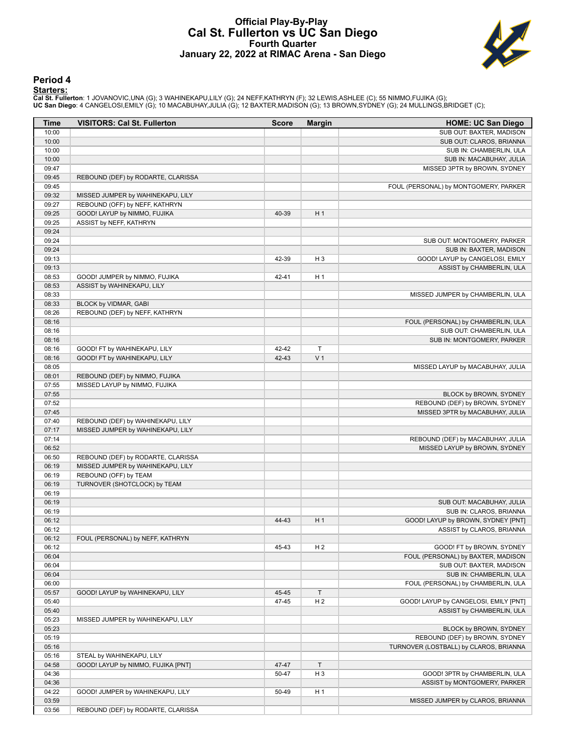# Official Play-By-Play
# Cal St. Fullerton vs UC San Diego
## Fourth Quarter
### January 22, 2022 at RIMAC Arena - San Diego

## Period 4

**Starters:**

**Cal St. Fullerton**: 1 JOVANOVIC,UNA (G); 3 WAHINEKAPU,LILY (G); 24 NEFF,KATHRYN (F); 32 LEWIS,ASHLEE (C); 55 NIMMO,FUJIKA (G);
**UC San Diego**: 4 CANGELOSI,EMILY (G); 10 MACABUHAY,JULIA (G); 12 BAXTER,MADISON (G); 13 BROWN,SYDNEY (G); 24 MULLINGS,BRIDGET (C);

| Time | VISITORS: Cal St. Fullerton | Score | Margin | HOME: UC San Diego |
|---|---|---|---|---|
| 10:00 | | | | SUB OUT: BAXTER, MADISON |
| 10:00 | | | | SUB OUT: CLAROS, BRIANNA |
| 10:00 | | | | SUB IN: CHAMBERLIN, ULA |
| 10:00 | | | | SUB IN: MACABUHAY, JULIA |
| 09:47 | | | | MISSED 3PTR by BROWN, SYDNEY |
| 09:45 | REBOUND (DEF) by RODARTE, CLARISSA | | | |
| 09:45 | | | | FOUL (PERSONAL) by MONTGOMERY, PARKER |
| 09:32 | MISSED JUMPER by WAHINEKAPU, LILY | | | |
| 09:27 | REBOUND (OFF) by NEFF, KATHRYN | | | |
| 09:25 | GOOD! LAYUP by NIMMO, FUJIKA | 40-39 | H 1 | |
| 09:25 | ASSIST by NEFF, KATHRYN | | | |
| 09:24 | | | | |
| 09:24 | | | | SUB OUT: MONTGOMERY, PARKER |
| 09:24 | | | | SUB IN: BAXTER, MADISON |
| 09:13 | | 42-39 | H 3 | GOOD! LAYUP by CANGELOSI, EMILY |
| 09:13 | | | | ASSIST by CHAMBERLIN, ULA |
| 08:53 | GOOD! JUMPER by NIMMO, FUJIKA | 42-41 | H 1 | |
| 08:53 | ASSIST by WAHINEKAPU, LILY | | | |
| 08:33 | | | | MISSED JUMPER by CHAMBERLIN, ULA |
| 08:33 | BLOCK by VIDMAR, GABI | | | |
| 08:26 | REBOUND (DEF) by NEFF, KATHRYN | | | |
| 08:16 | | | | FOUL (PERSONAL) by CHAMBERLIN, ULA |
| 08:16 | | | | SUB OUT: CHAMBERLIN, ULA |
| 08:16 | | | | SUB IN: MONTGOMERY, PARKER |
| 08:16 | GOOD! FT by WAHINEKAPU, LILY | 42-42 | T | |
| 08:16 | GOOD! FT by WAHINEKAPU, LILY | 42-43 | V 1 | |
| 08:05 | | | | MISSED LAYUP by MACABUHAY, JULIA |
| 08:01 | REBOUND (DEF) by NIMMO, FUJIKA | | | |
| 07:55 | MISSED LAYUP by NIMMO, FUJIKA | | | |
| 07:55 | | | | BLOCK by BROWN, SYDNEY |
| 07:52 | | | | REBOUND (DEF) by BROWN, SYDNEY |
| 07:45 | | | | MISSED 3PTR by MACABUHAY, JULIA |
| 07:40 | REBOUND (DEF) by WAHINEKAPU, LILY | | | |
| 07:17 | MISSED JUMPER by WAHINEKAPU, LILY | | | |
| 07:14 | | | | REBOUND (DEF) by MACABUHAY, JULIA |
| 06:52 | | | | MISSED LAYUP by BROWN, SYDNEY |
| 06:50 | REBOUND (DEF) by RODARTE, CLARISSA | | | |
| 06:19 | MISSED JUMPER by WAHINEKAPU, LILY | | | |
| 06:19 | REBOUND (OFF) by TEAM | | | |
| 06:19 | TURNOVER (SHOTCLOCK) by TEAM | | | |
| 06:19 | | | | |
| 06:19 | | | | SUB OUT: MACABUHAY, JULIA |
| 06:19 | | | | SUB IN: CLAROS, BRIANNA |
| 06:12 | | 44-43 | H 1 | GOOD! LAYUP by BROWN, SYDNEY [PNT] |
| 06:12 | | | | ASSIST by CLAROS, BRIANNA |
| 06:12 | FOUL (PERSONAL) by NEFF, KATHRYN | | | |
| 06:12 | | 45-43 | H 2 | GOOD! FT by BROWN, SYDNEY |
| 06:04 | | | | FOUL (PERSONAL) by BAXTER, MADISON |
| 06:04 | | | | SUB OUT: BAXTER, MADISON |
| 06:04 | | | | SUB IN: CHAMBERLIN, ULA |
| 06:00 | | | | FOUL (PERSONAL) by CHAMBERLIN, ULA |
| 05:57 | GOOD! LAYUP by WAHINEKAPU, LILY | 45-45 | T | |
| 05:40 | | 47-45 | H 2 | GOOD! LAYUP by CANGELOSI, EMILY [PNT] |
| 05:40 | | | | ASSIST by CHAMBERLIN, ULA |
| 05:23 | MISSED JUMPER by WAHINEKAPU, LILY | | | |
| 05:23 | | | | BLOCK by BROWN, SYDNEY |
| 05:19 | | | | REBOUND (DEF) by BROWN, SYDNEY |
| 05:16 | | | | TURNOVER (LOSTBALL) by CLAROS, BRIANNA |
| 05:16 | STEAL by WAHINEKAPU, LILY | | | |
| 04:58 | GOOD! LAYUP by NIMMO, FUJIKA [PNT] | 47-47 | T | |
| 04:36 | | 50-47 | H 3 | GOOD! 3PTR by CHAMBERLIN, ULA |
| 04:36 | | | | ASSIST by MONTGOMERY, PARKER |
| 04:22 | GOOD! JUMPER by WAHINEKAPU, LILY | 50-49 | H 1 | |
| 03:59 | | | | MISSED JUMPER by CLAROS, BRIANNA |
| 03:56 | REBOUND (DEF) by RODARTE, CLARISSA | | | |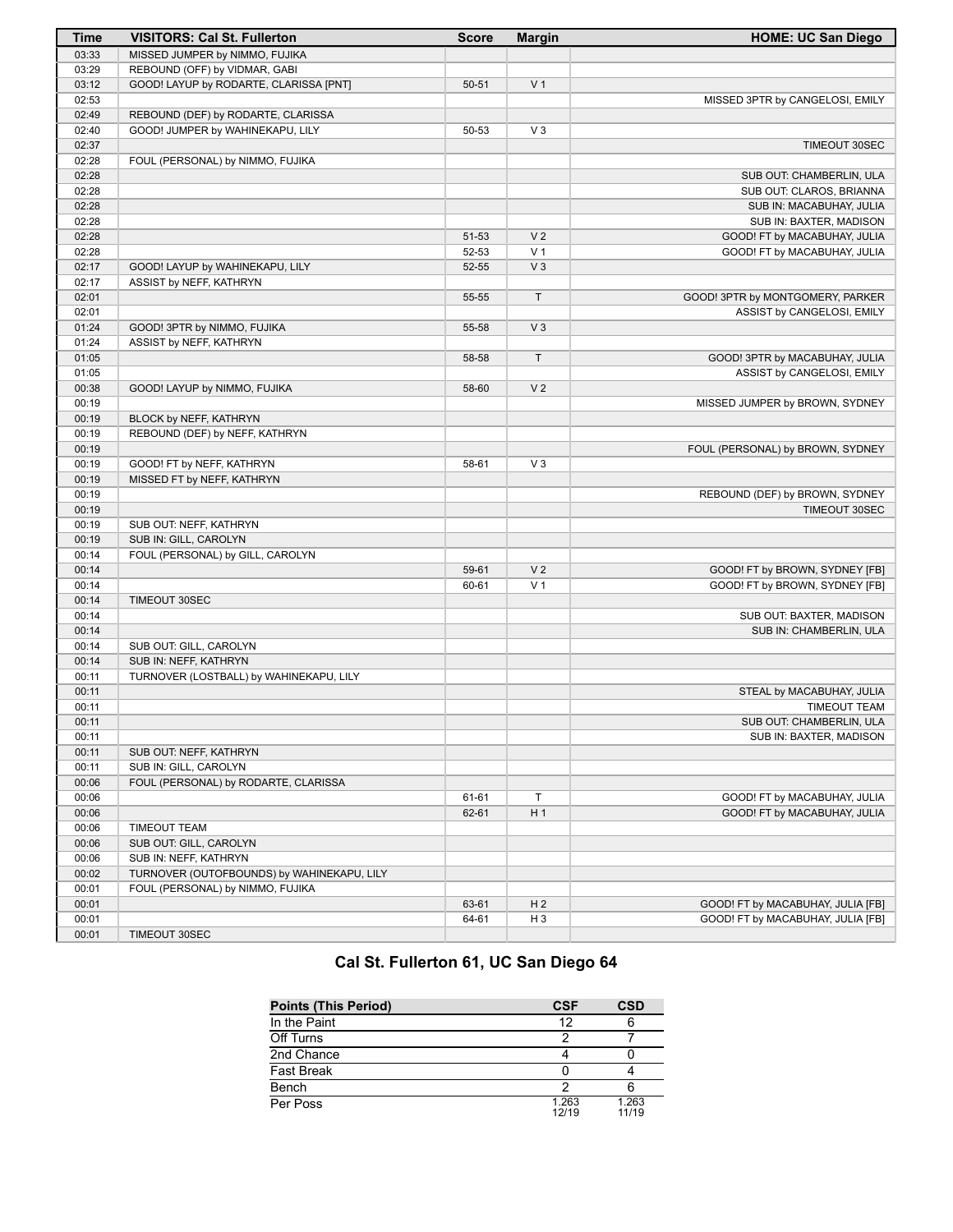| Time | VISITORS: Cal St. Fullerton | Score | Margin | HOME: UC San Diego |
|---|---|---|---|---|
| 03:33 | MISSED JUMPER by NIMMO, FUJIKA | | | |
| 03:29 | REBOUND (OFF) by VIDMAR, GABI | | | |
| 03:12 | GOOD! LAYUP by RODARTE, CLARISSA [PNT] | 50-51 | V 1 | |
| 02:53 | | | | MISSED 3PTR by CANGELOSI, EMILY |
| 02:49 | REBOUND (DEF) by RODARTE, CLARISSA | | | |
| 02:40 | GOOD! JUMPER by WAHINEKAPU, LILY | 50-53 | V 3 | |
| 02:37 | | | | TIMEOUT 30SEC |
| 02:28 | FOUL (PERSONAL) by NIMMO, FUJIKA | | | |
| 02:28 | | | | SUB OUT: CHAMBERLIN, ULA |
| 02:28 | | | | SUB OUT: CLAROS, BRIANNA |
| 02:28 | | | | SUB IN: MACABUHAY, JULIA |
| 02:28 | | | | SUB IN: BAXTER, MADISON |
| 02:28 | | 51-53 | V 2 | GOOD! FT by MACABUHAY, JULIA |
| 02:28 | | 52-53 | V 1 | GOOD! FT by MACABUHAY, JULIA |
| 02:17 | GOOD! LAYUP by WAHINEKAPU, LILY | 52-55 | V 3 | |
| 02:17 | ASSIST by NEFF, KATHRYN | | | |
| 02:01 | | 55-55 | T | GOOD! 3PTR by MONTGOMERY, PARKER |
| 02:01 | | | | ASSIST by CANGELOSI, EMILY |
| 01:24 | GOOD! 3PTR by NIMMO, FUJIKA | 55-58 | V 3 | |
| 01:24 | ASSIST by NEFF, KATHRYN | | | |
| 01:05 | | 58-58 | T | GOOD! 3PTR by MACABUHAY, JULIA |
| 01:05 | | | | ASSIST by CANGELOSI, EMILY |
| 00:38 | GOOD! LAYUP by NIMMO, FUJIKA | 58-60 | V 2 | |
| 00:19 | | | | MISSED JUMPER by BROWN, SYDNEY |
| 00:19 | BLOCK by NEFF, KATHRYN | | | |
| 00:19 | REBOUND (DEF) by NEFF, KATHRYN | | | |
| 00:19 | | | | FOUL (PERSONAL) by BROWN, SYDNEY |
| 00:19 | GOOD! FT by NEFF, KATHRYN | 58-61 | V 3 | |
| 00:19 | MISSED FT by NEFF, KATHRYN | | | |
| 00:19 | | | | REBOUND (DEF) by BROWN, SYDNEY |
| 00:19 | | | | TIMEOUT 30SEC |
| 00:19 | SUB OUT: NEFF, KATHRYN | | | |
| 00:19 | SUB IN: GILL, CAROLYN | | | |
| 00:14 | FOUL (PERSONAL) by GILL, CAROLYN | | | |
| 00:14 | | 59-61 | V 2 | GOOD! FT by BROWN, SYDNEY [FB] |
| 00:14 | | 60-61 | V 1 | GOOD! FT by BROWN, SYDNEY [FB] |
| 00:14 | TIMEOUT 30SEC | | | |
| 00:14 | | | | SUB OUT: BAXTER, MADISON |
| 00:14 | | | | SUB IN: CHAMBERLIN, ULA |
| 00:14 | SUB OUT: GILL, CAROLYN | | | |
| 00:14 | SUB IN: NEFF, KATHRYN | | | |
| 00:11 | TURNOVER (LOSTBALL) by WAHINEKAPU, LILY | | | |
| 00:11 | | | | STEAL by MACABUHAY, JULIA |
| 00:11 | | | | TIMEOUT TEAM |
| 00:11 | | | | SUB OUT: CHAMBERLIN, ULA |
| 00:11 | | | | SUB IN: BAXTER, MADISON |
| 00:11 | SUB OUT: NEFF, KATHRYN | | | |
| 00:11 | SUB IN: GILL, CAROLYN | | | |
| 00:06 | FOUL (PERSONAL) by RODARTE, CLARISSA | | | |
| 00:06 | | 61-61 | T | GOOD! FT by MACABUHAY, JULIA |
| 00:06 | | 62-61 | H 1 | GOOD! FT by MACABUHAY, JULIA |
| 00:06 | TIMEOUT TEAM | | | |
| 00:06 | SUB OUT: GILL, CAROLYN | | | |
| 00:06 | SUB IN: NEFF, KATHRYN | | | |
| 00:02 | TURNOVER (OUTOFBOUNDS) by WAHINEKAPU, LILY | | | |
| 00:01 | FOUL (PERSONAL) by NIMMO, FUJIKA | | | |
| 00:01 | | 63-61 | H 2 | GOOD! FT by MACABUHAY, JULIA [FB] |
| 00:01 | | 64-61 | H 3 | GOOD! FT by MACABUHAY, JULIA [FB] |
| 00:01 | TIMEOUT 30SEC | | | |

## Cal St. Fullerton 61, UC San Diego 64

| Points (This Period) | CSF | CSD |
|---|---|---|
| In the Paint | 12 | 6 |
| Off Turns | 2 | 7 |
| 2nd Chance | 4 | 0 |
| Fast Break | 0 | 4 |
| Bench | 2 | 6 |
| Per Poss | 1.263 12/19 | 1.263 11/19 |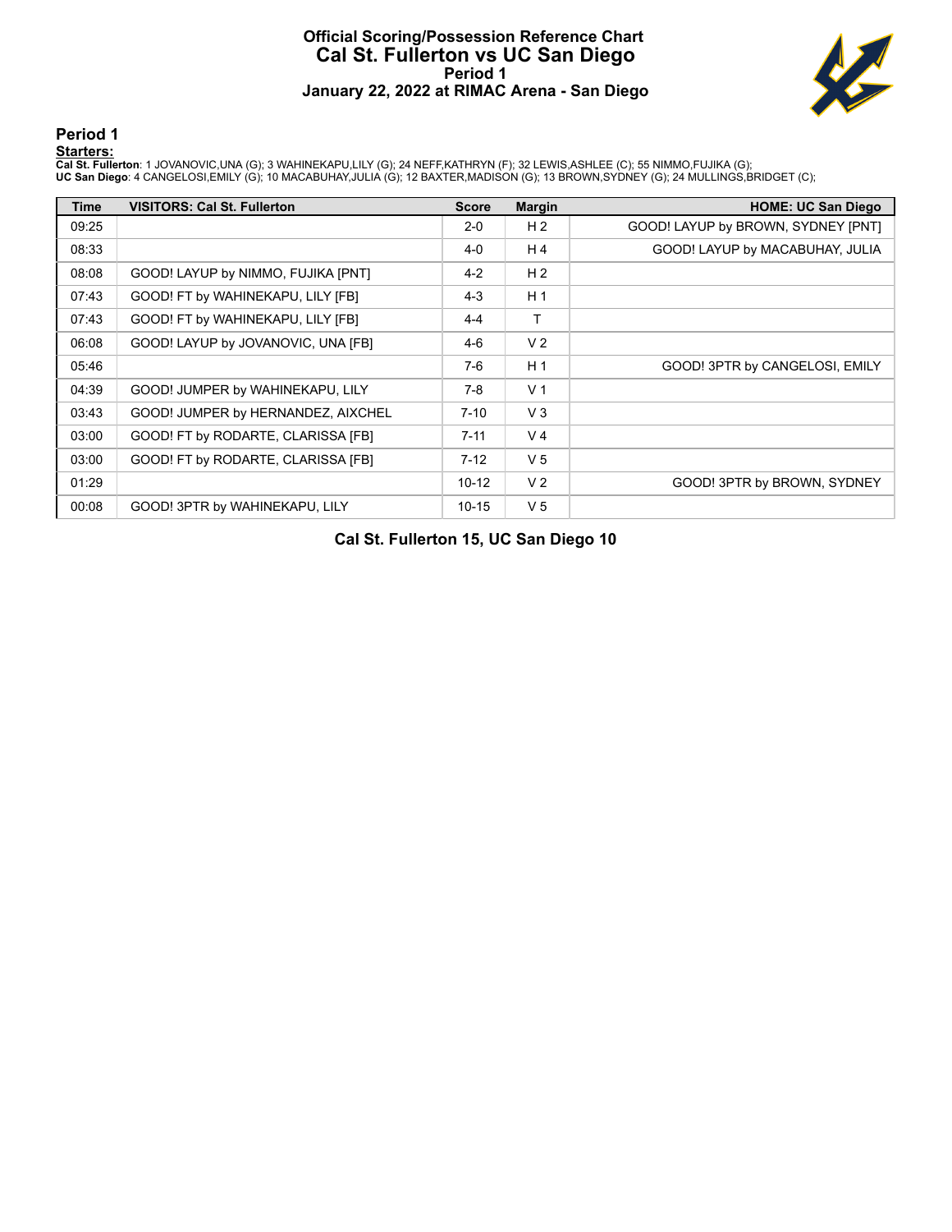# Official Scoring/Possession Reference Chart
## Cal St. Fullerton vs UC San Diego
### Period 1
### January 22, 2022 at RIMAC Arena - San Diego

## Period 1

**Starters:**

**Cal St. Fullerton**: 1 JOVANOVIC,UNA (G); 3 WAHINEKAPU,LILY (G); 24 NEFF,KATHRYN (F); 32 LEWIS,ASHLEE (C); 55 NIMMO,FUJIKA (G);
**UC San Diego**: 4 CANGELOSI,EMILY (G); 10 MACABUHAY,JULIA (G); 12 BAXTER,MADISON (G); 13 BROWN,SYDNEY (G); 24 MULLINGS,BRIDGET (C);

| Time | VISITORS: Cal St. Fullerton | Score | Margin | HOME: UC San Diego |
|---|---|---|---|---|
| 09:25 | | 2-0 | H 2 | GOOD! LAYUP by BROWN, SYDNEY [PNT] |
| 08:33 | | 4-0 | H 4 | GOOD! LAYUP by MACABUHAY, JULIA |
| 08:08 | GOOD! LAYUP by NIMMO, FUJIKA [PNT] | 4-2 | H 2 | |
| 07:43 | GOOD! FT by WAHINEKAPU, LILY [FB] | 4-3 | H 1 | |
| 07:43 | GOOD! FT by WAHINEKAPU, LILY [FB] | 4-4 | T | |
| 06:08 | GOOD! LAYUP by JOVANOVIC, UNA [FB] | 4-6 | V 2 | |
| 05:46 | | 7-6 | H 1 | GOOD! 3PTR by CANGELOSI, EMILY |
| 04:39 | GOOD! JUMPER by WAHINEKAPU, LILY | 7-8 | V 1 | |
| 03:43 | GOOD! JUMPER by HERNANDEZ, AIXCHEL | 7-10 | V 3 | |
| 03:00 | GOOD! FT by RODARTE, CLARISSA [FB] | 7-11 | V 4 | |
| 03:00 | GOOD! FT by RODARTE, CLARISSA [FB] | 7-12 | V 5 | |
| 01:29 | | 10-12 | V 2 | GOOD! 3PTR by BROWN, SYDNEY |
| 00:08 | GOOD! 3PTR by WAHINEKAPU, LILY | 10-15 | V 5 | |

**Cal St. Fullerton 15, UC San Diego 10**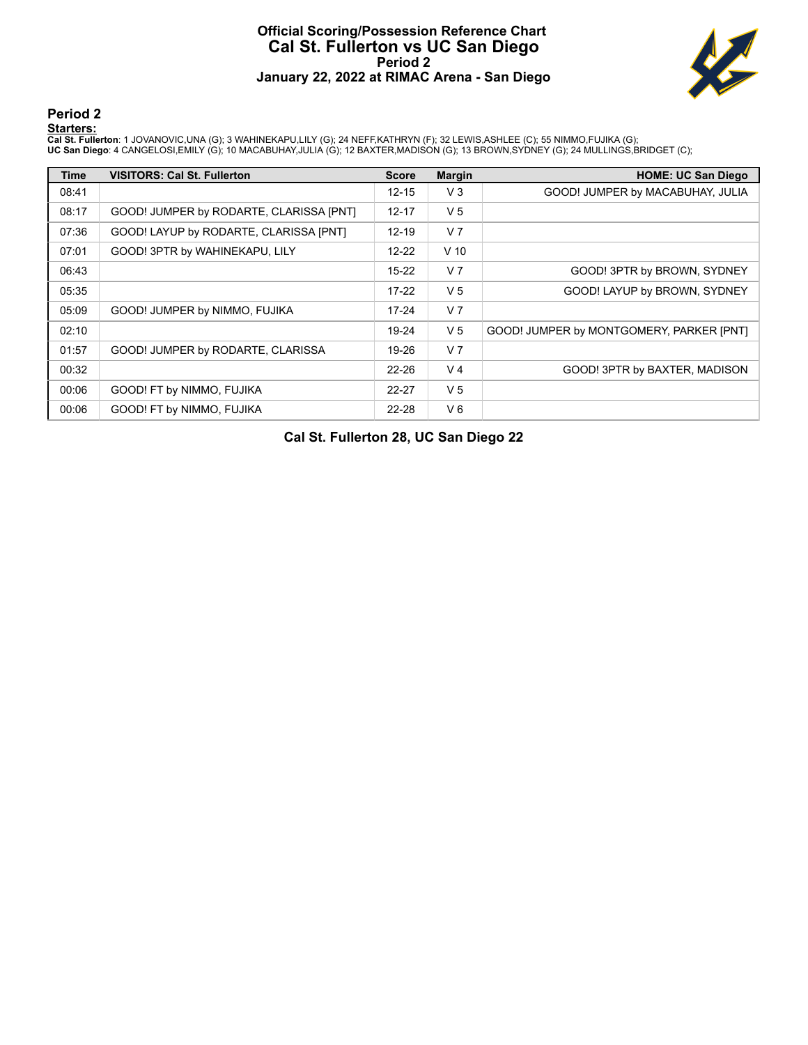# Official Scoring/Possession Reference Chart
# Cal St. Fullerton vs UC San Diego
# Period 2
# January 22, 2022 at RIMAC Arena - San Diego

## Period 2

**Starters:**

**Cal St. Fullerton**: 1 JOVANOVIC,UNA (G); 3 WAHINEKAPU,LILY (G); 24 NEFF,KATHRYN (F); 32 LEWIS,ASHLEE (C); 55 NIMMO,FUJIKA (G);
**UC San Diego**: 4 CANGELOSI,EMILY (G); 10 MACABUHAY,JULIA (G); 12 BAXTER,MADISON (G); 13 BROWN,SYDNEY (G); 24 MULLINGS,BRIDGET (C);

| Time | VISITORS: Cal St. Fullerton | Score | Margin | HOME: UC San Diego |
|---|---|---|---|---|
| 08:41 | | 12-15 | V 3 | GOOD! JUMPER by MACABUHAY, JULIA |
| 08:17 | GOOD! JUMPER by RODARTE, CLARISSA [PNT] | 12-17 | V 5 | |
| 07:36 | GOOD! LAYUP by RODARTE, CLARISSA [PNT] | 12-19 | V 7 | |
| 07:01 | GOOD! 3PTR by WAHINEKAPU, LILY | 12-22 | V 10 | |
| 06:43 | | 15-22 | V 7 | GOOD! 3PTR by BROWN, SYDNEY |
| 05:35 | | 17-22 | V 5 | GOOD! LAYUP by BROWN, SYDNEY |
| 05:09 | GOOD! JUMPER by NIMMO, FUJIKA | 17-24 | V 7 | |
| 02:10 | | 19-24 | V 5 | GOOD! JUMPER by MONTGOMERY, PARKER [PNT] |
| 01:57 | GOOD! JUMPER by RODARTE, CLARISSA | 19-26 | V 7 | |
| 00:32 | | 22-26 | V 4 | GOOD! 3PTR by BAXTER, MADISON |
| 00:06 | GOOD! FT by NIMMO, FUJIKA | 22-27 | V 5 | |
| 00:06 | GOOD! FT by NIMMO, FUJIKA | 22-28 | V 6 | |

**Cal St. Fullerton 28, UC San Diego 22**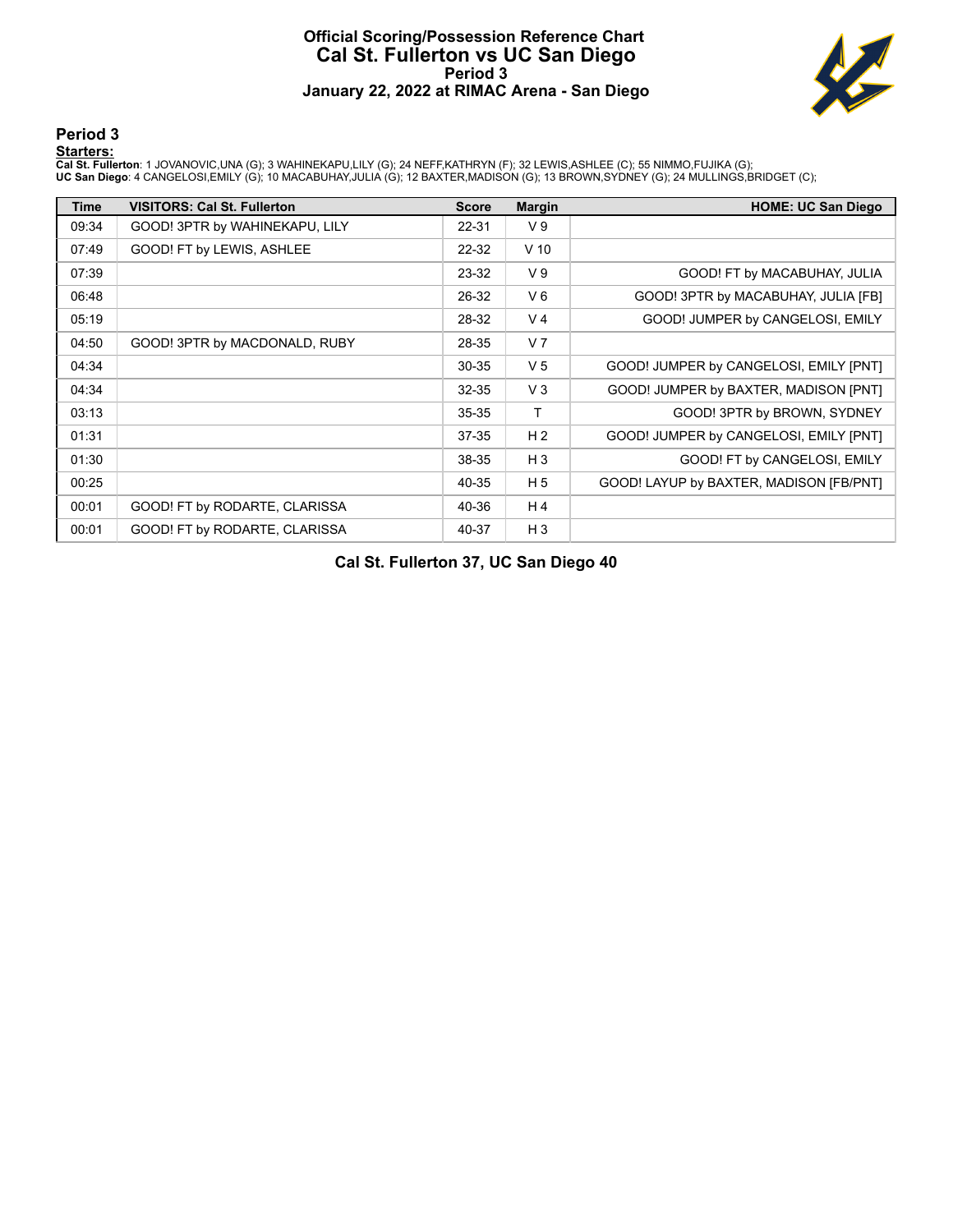# Official Scoring/Possession Reference Chart
## Cal St. Fullerton vs UC San Diego
### Period 3
### January 22, 2022 at RIMAC Arena - San Diego

## Period 3

**Starters:**

**Cal St. Fullerton**: 1 JOVANOVIC,UNA (G); 3 WAHINEKAPU,LILY (G); 24 NEFF,KATHRYN (F); 32 LEWIS,ASHLEE (C); 55 NIMMO,FUJIKA (G);
**UC San Diego**: 4 CANGELOSI,EMILY (G); 10 MACABUHAY,JULIA (G); 12 BAXTER,MADISON (G); 13 BROWN,SYDNEY (G); 24 MULLINGS,BRIDGET (C);

| Time | VISITORS: Cal St. Fullerton | Score | Margin | HOME: UC San Diego |
| --- | --- | --- | --- | --- |
| 09:34 | GOOD! 3PTR by WAHINEKAPU, LILY | 22-31 | V 9 | |
| 07:49 | GOOD! FT by LEWIS, ASHLEE | 22-32 | V 10 | |
| 07:39 | | 23-32 | V 9 | GOOD! FT by MACABUHAY, JULIA |
| 06:48 | | 26-32 | V 6 | GOOD! 3PTR by MACABUHAY, JULIA [FB] |
| 05:19 | | 28-32 | V 4 | GOOD! JUMPER by CANGELOSI, EMILY |
| 04:50 | GOOD! 3PTR by MACDONALD, RUBY | 28-35 | V 7 | |
| 04:34 | | 30-35 | V 5 | GOOD! JUMPER by CANGELOSI, EMILY [PNT] |
| 04:34 | | 32-35 | V 3 | GOOD! JUMPER by BAXTER, MADISON [PNT] |
| 03:13 | | 35-35 | T | GOOD! 3PTR by BROWN, SYDNEY |
| 01:31 | | 37-35 | H 2 | GOOD! JUMPER by CANGELOSI, EMILY [PNT] |
| 01:30 | | 38-35 | H 3 | GOOD! FT by CANGELOSI, EMILY |
| 00:25 | | 40-35 | H 5 | GOOD! LAYUP by BAXTER, MADISON [FB/PNT] |
| 00:01 | GOOD! FT by RODARTE, CLARISSA | 40-36 | H 4 | |
| 00:01 | GOOD! FT by RODARTE, CLARISSA | 40-37 | H 3 | |

**Cal St. Fullerton 37, UC San Diego 40**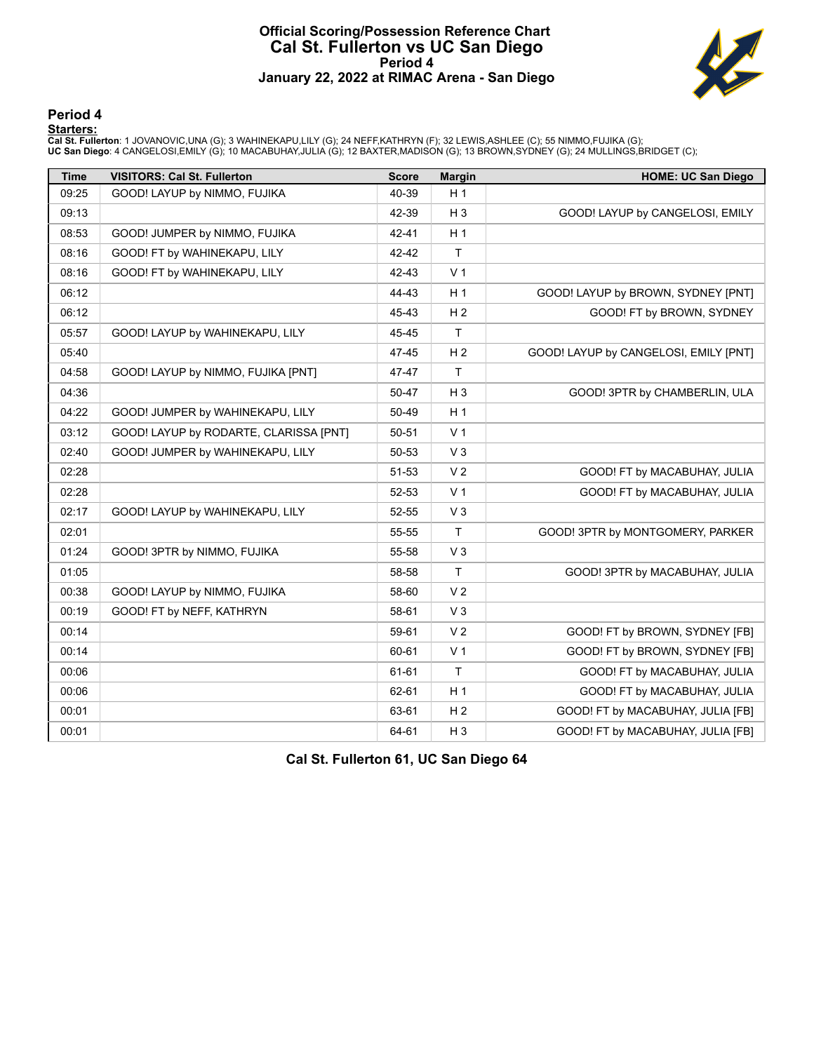# Official Scoring/Possession Reference Chart
# Cal St. Fullerton vs UC San Diego
## Period 4
## January 22, 2022 at RIMAC Arena - San Diego

### Period 4

**Starters:**

**Cal St. Fullerton**: 1 JOVANOVIC,UNA (G); 3 WAHINEKAPU,LILY (G); 24 NEFF,KATHRYN (F); 32 LEWIS,ASHLEE (C); 55 NIMMO,FUJIKA (G);
**UC San Diego**: 4 CANGELOSI,EMILY (G); 10 MACABUHAY,JULIA (G); 12 BAXTER,MADISON (G); 13 BROWN,SYDNEY (G); 24 MULLINGS,BRIDGET (C);

| Time | VISITORS: Cal St. Fullerton | Score | Margin | HOME: UC San Diego |
|---|---|---|---|---|
| 09:25 | GOOD! LAYUP by NIMMO, FUJIKA | 40-39 | H 1 | |
| 09:13 | | 42-39 | H 3 | GOOD! LAYUP by CANGELOSI, EMILY |
| 08:53 | GOOD! JUMPER by NIMMO, FUJIKA | 42-41 | H 1 | |
| 08:16 | GOOD! FT by WAHINEKAPU, LILY | 42-42 | T | |
| 08:16 | GOOD! FT by WAHINEKAPU, LILY | 42-43 | V 1 | |
| 06:12 | | 44-43 | H 1 | GOOD! LAYUP by BROWN, SYDNEY [PNT] |
| 06:12 | | 45-43 | H 2 | GOOD! FT by BROWN, SYDNEY |
| 05:57 | GOOD! LAYUP by WAHINEKAPU, LILY | 45-45 | T | |
| 05:40 | | 47-45 | H 2 | GOOD! LAYUP by CANGELOSI, EMILY [PNT] |
| 04:58 | GOOD! LAYUP by NIMMO, FUJIKA [PNT] | 47-47 | T | |
| 04:36 | | 50-47 | H 3 | GOOD! 3PTR by CHAMBERLIN, ULA |
| 04:22 | GOOD! JUMPER by WAHINEKAPU, LILY | 50-49 | H 1 | |
| 03:12 | GOOD! LAYUP by RODARTE, CLARISSA [PNT] | 50-51 | V 1 | |
| 02:40 | GOOD! JUMPER by WAHINEKAPU, LILY | 50-53 | V 3 | |
| 02:28 | | 51-53 | V 2 | GOOD! FT by MACABUHAY, JULIA |
| 02:28 | | 52-53 | V 1 | GOOD! FT by MACABUHAY, JULIA |
| 02:17 | GOOD! LAYUP by WAHINEKAPU, LILY | 52-55 | V 3 | |
| 02:01 | | 55-55 | T | GOOD! 3PTR by MONTGOMERY, PARKER |
| 01:24 | GOOD! 3PTR by NIMMO, FUJIKA | 55-58 | V 3 | |
| 01:05 | | 58-58 | T | GOOD! 3PTR by MACABUHAY, JULIA |
| 00:38 | GOOD! LAYUP by NIMMO, FUJIKA | 58-60 | V 2 | |
| 00:19 | GOOD! FT by NEFF, KATHRYN | 58-61 | V 3 | |
| 00:14 | | 59-61 | V 2 | GOOD! FT by BROWN, SYDNEY [FB] |
| 00:14 | | 60-61 | V 1 | GOOD! FT by BROWN, SYDNEY [FB] |
| 00:06 | | 61-61 | T | GOOD! FT by MACABUHAY, JULIA |
| 00:06 | | 62-61 | H 1 | GOOD! FT by MACABUHAY, JULIA |
| 00:01 | | 63-61 | H 2 | GOOD! FT by MACABUHAY, JULIA [FB] |
| 00:01 | | 64-61 | H 3 | GOOD! FT by MACABUHAY, JULIA [FB] |

**Cal St. Fullerton 61, UC San Diego 64**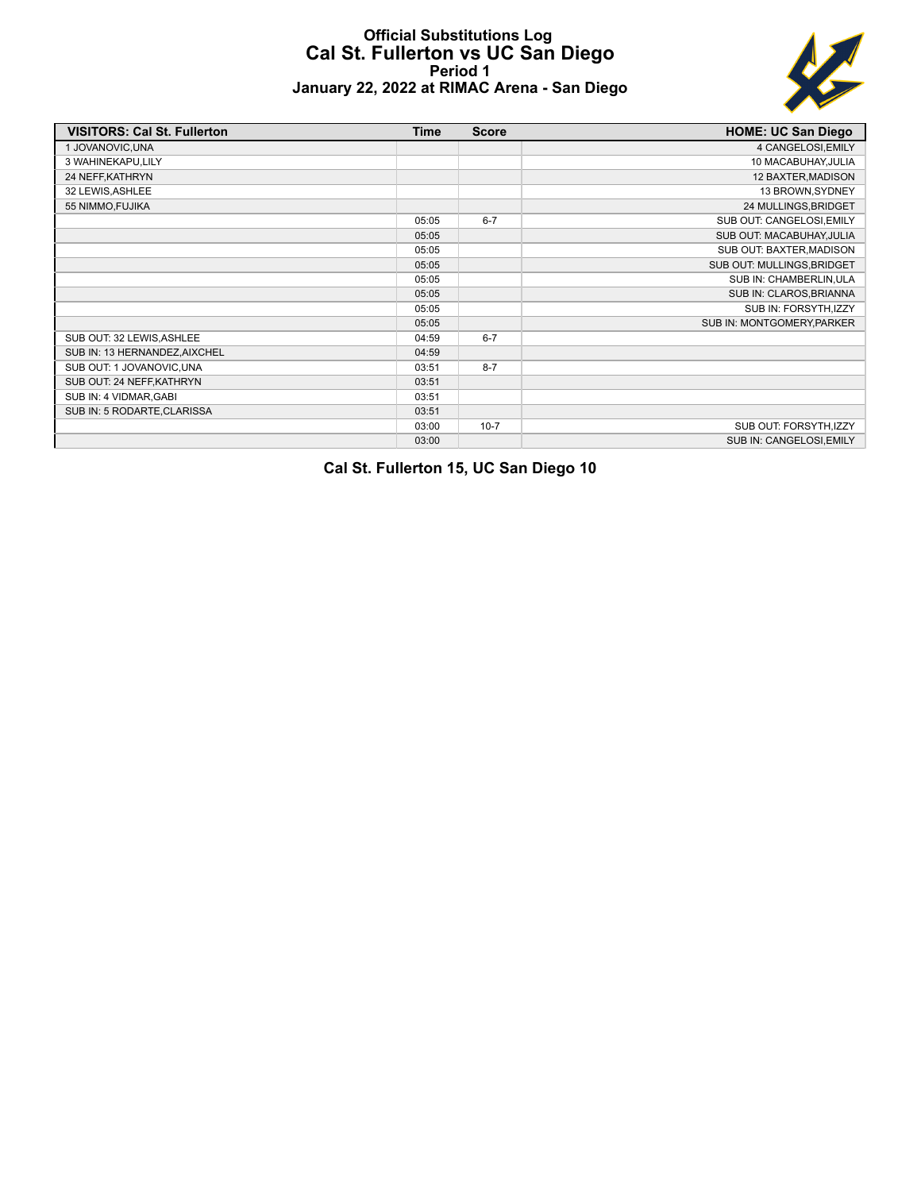# Official Substitutions Log
## Cal St. Fullerton vs UC San Diego
### Period 1
### January 22, 2022 at RIMAC Arena - San Diego

| VISITORS: Cal St. Fullerton | Time | Score | HOME: UC San Diego |
|---|---|---|---|
| 1 JOVANOVIC,UNA | | | 4 CANGELOSI,EMILY |
| 3 WAHINEKAPU,LILY | | | 10 MACABUHAY,JULIA |
| 24 NEFF,KATHRYN | | | 12 BAXTER,MADISON |
| 32 LEWIS,ASHLEE | | | 13 BROWN,SYDNEY |
| 55 NIMMO,FUJIKA | | | 24 MULLINGS,BRIDGET |
| | 05:05 | 6-7 | SUB OUT: CANGELOSI,EMILY |
| | 05:05 | | SUB OUT: MACABUHAY,JULIA |
| | 05:05 | | SUB OUT: BAXTER,MADISON |
| | 05:05 | | SUB OUT: MULLINGS,BRIDGET |
| | 05:05 | | SUB IN: CHAMBERLIN,ULA |
| | 05:05 | | SUB IN: CLAROS,BRIANNA |
| | 05:05 | | SUB IN: FORSYTH,IZZY |
| | 05:05 | | SUB IN: MONTGOMERY,PARKER |
| SUB OUT: 32 LEWIS,ASHLEE | 04:59 | 6-7 | |
| SUB IN: 13 HERNANDEZ,AIXCHEL | 04:59 | | |
| SUB OUT: 1 JOVANOVIC,UNA | 03:51 | 8-7 | |
| SUB OUT: 24 NEFF,KATHRYN | 03:51 | | |
| SUB IN: 4 VIDMAR,GABI | 03:51 | | |
| SUB IN: 5 RODARTE,CLARISSA | 03:51 | | |
| | 03:00 | 10-7 | SUB OUT: FORSYTH,IZZY |
| | 03:00 | | SUB IN: CANGELOSI,EMILY |

**Cal St. Fullerton 15, UC San Diego 10**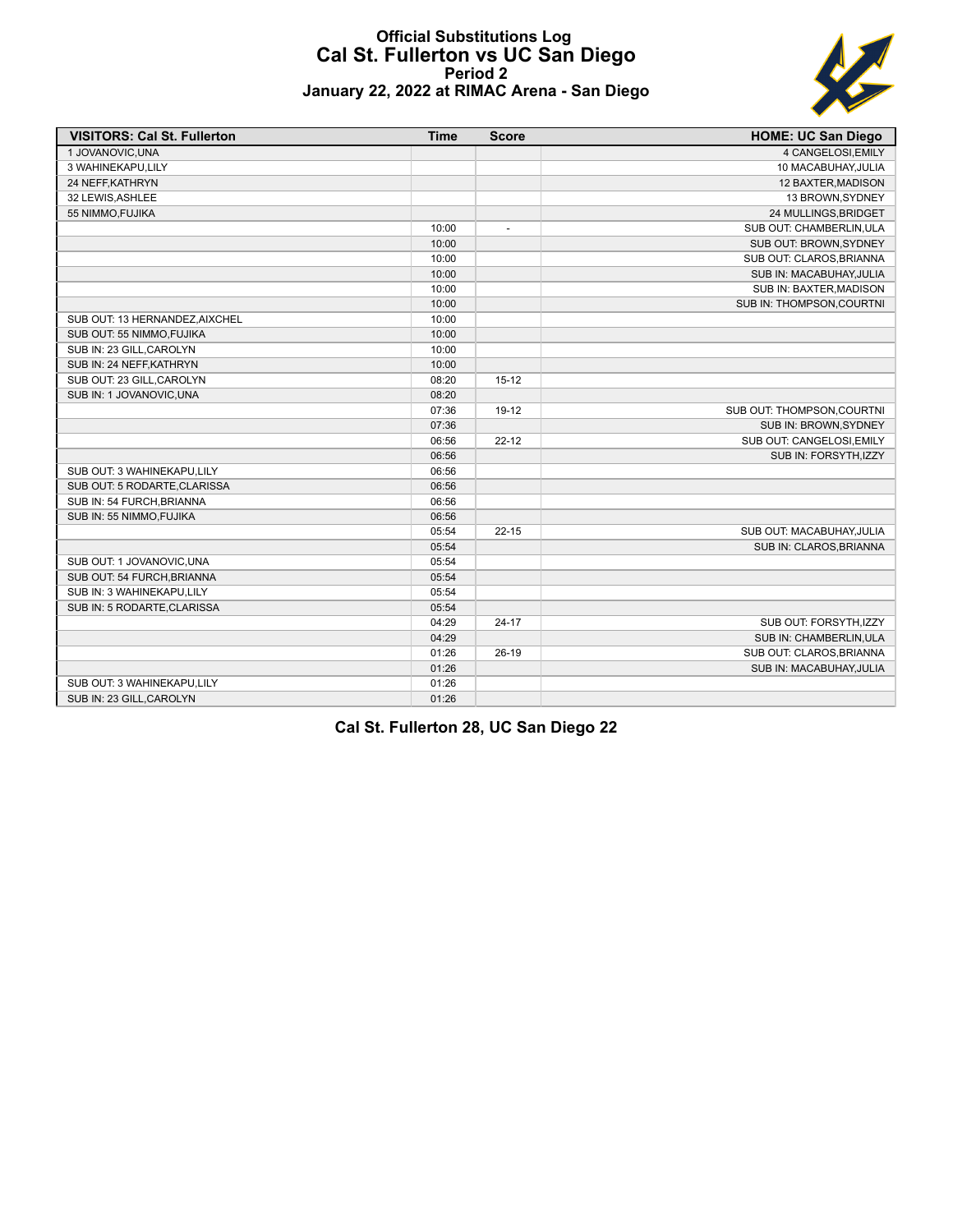# Official Substitutions Log
## Cal St. Fullerton vs UC San Diego
### Period 2
### January 22, 2022 at RIMAC Arena - San Diego

| VISITORS: Cal St. Fullerton | Time | Score | HOME: UC San Diego |
|---|---|---|---|
| 1 JOVANOVIC,UNA | | | 4 CANGELOSI,EMILY |
| 3 WAHINEKAPU,LILY | | | 10 MACABUHAY,JULIA |
| 24 NEFF,KATHRYN | | | 12 BAXTER,MADISON |
| 32 LEWIS,ASHLEE | | | 13 BROWN,SYDNEY |
| 55 NIMMO,FUJIKA | | | 24 MULLINGS,BRIDGET |
| | 10:00 | - | SUB OUT: CHAMBERLIN,ULA |
| | 10:00 | | SUB OUT: BROWN,SYDNEY |
| | 10:00 | | SUB OUT: CLAROS,BRIANNA |
| | 10:00 | | SUB IN: MACABUHAY,JULIA |
| | 10:00 | | SUB IN: BAXTER,MADISON |
| | 10:00 | | SUB IN: THOMPSON,COURTNI |
| SUB OUT: 13 HERNANDEZ,AIXCHEL | 10:00 | | |
| SUB OUT: 55 NIMMO,FUJIKA | 10:00 | | |
| SUB IN: 23 GILL,CAROLYN | 10:00 | | |
| SUB IN: 24 NEFF,KATHRYN | 10:00 | | |
| SUB OUT: 23 GILL,CAROLYN | 08:20 | 15-12 | |
| SUB IN: 1 JOVANOVIC,UNA | 08:20 | | |
| | 07:36 | 19-12 | SUB OUT: THOMPSON,COURTNI |
| | 07:36 | | SUB IN: BROWN,SYDNEY |
| | 06:56 | 22-12 | SUB OUT: CANGELOSI,EMILY |
| | 06:56 | | SUB IN: FORSYTH,IZZY |
| SUB OUT: 3 WAHINEKAPU,LILY | 06:56 | | |
| SUB OUT: 5 RODARTE,CLARISSA | 06:56 | | |
| SUB IN: 54 FURCH,BRIANNA | 06:56 | | |
| SUB IN: 55 NIMMO,FUJIKA | 06:56 | | |
| | 05:54 | 22-15 | SUB OUT: MACABUHAY,JULIA |
| | 05:54 | | SUB IN: CLAROS,BRIANNA |
| SUB OUT: 1 JOVANOVIC,UNA | 05:54 | | |
| SUB OUT: 54 FURCH,BRIANNA | 05:54 | | |
| SUB IN: 3 WAHINEKAPU,LILY | 05:54 | | |
| SUB IN: 5 RODARTE,CLARISSA | 05:54 | | |
| | 04:29 | 24-17 | SUB OUT: FORSYTH,IZZY |
| | 04:29 | | SUB IN: CHAMBERLIN,ULA |
| | 01:26 | 26-19 | SUB OUT: CLAROS,BRIANNA |
| | 01:26 | | SUB IN: MACABUHAY,JULIA |
| SUB OUT: 3 WAHINEKAPU,LILY | 01:26 | | |
| SUB IN: 23 GILL,CAROLYN | 01:26 | | |

**Cal St. Fullerton 28, UC San Diego 22**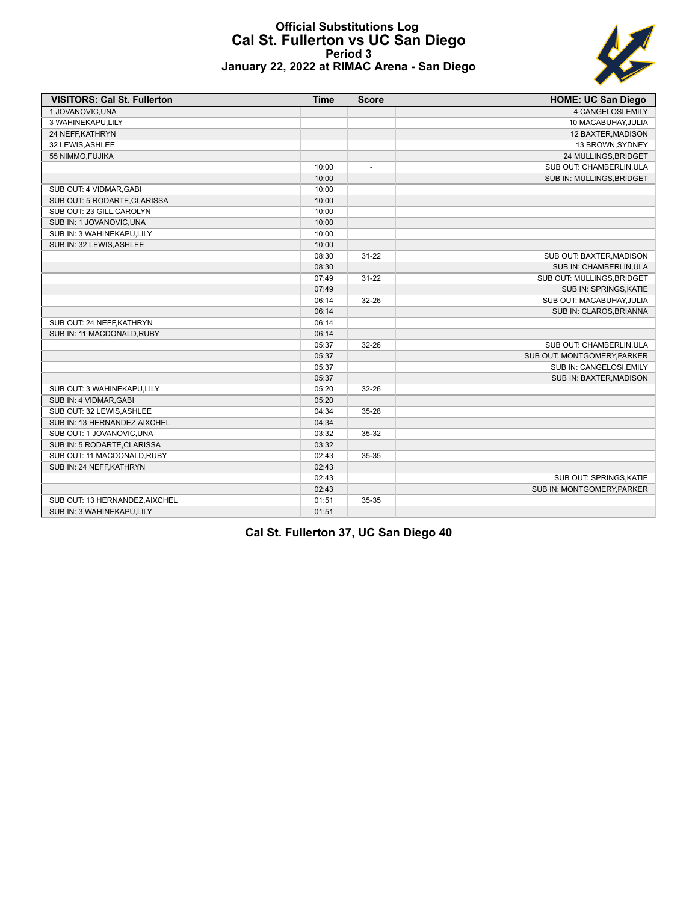# Official Substitutions Log
## Cal St. Fullerton vs UC San Diego
### Period 3
### January 22, 2022 at RIMAC Arena - San Diego

| VISITORS: Cal St. Fullerton | Time | Score | HOME: UC San Diego |
|---|---|---|---|
| 1 JOVANOVIC,UNA | | | 4 CANGELOSI,EMILY |
| 3 WAHINEKAPU,LILY | | | 10 MACABUHAY,JULIA |
| 24 NEFF,KATHRYN | | | 12 BAXTER,MADISON |
| 32 LEWIS,ASHLEE | | | 13 BROWN,SYDNEY |
| 55 NIMMO,FUJIKA | | | 24 MULLINGS,BRIDGET |
| | 10:00 | - | SUB OUT: CHAMBERLIN,ULA |
| | 10:00 | | SUB IN: MULLINGS,BRIDGET |
| SUB OUT: 4 VIDMAR,GABI | 10:00 | | |
| SUB OUT: 5 RODARTE,CLARISSA | 10:00 | | |
| SUB OUT: 23 GILL,CAROLYN | 10:00 | | |
| SUB IN: 1 JOVANOVIC,UNA | 10:00 | | |
| SUB IN: 3 WAHINEKAPU,LILY | 10:00 | | |
| SUB IN: 32 LEWIS,ASHLEE | 10:00 | | |
| | 08:30 | 31-22 | SUB OUT: BAXTER,MADISON |
| | 08:30 | | SUB IN: CHAMBERLIN,ULA |
| | 07:49 | 31-22 | SUB OUT: MULLINGS,BRIDGET |
| | 07:49 | | SUB IN: SPRINGS,KATIE |
| | 06:14 | 32-26 | SUB OUT: MACABUHAY,JULIA |
| | 06:14 | | SUB IN: CLAROS,BRIANNA |
| SUB OUT: 24 NEFF,KATHRYN | 06:14 | | |
| SUB IN: 11 MACDONALD,RUBY | 06:14 | | |
| | 05:37 | 32-26 | SUB OUT: CHAMBERLIN,ULA |
| | 05:37 | | SUB OUT: MONTGOMERY,PARKER |
| | 05:37 | | SUB IN: CANGELOSI,EMILY |
| | 05:37 | | SUB IN: BAXTER,MADISON |
| SUB OUT: 3 WAHINEKAPU,LILY | 05:20 | 32-26 | |
| SUB IN: 4 VIDMAR,GABI | 05:20 | | |
| SUB OUT: 32 LEWIS,ASHLEE | 04:34 | 35-28 | |
| SUB IN: 13 HERNANDEZ,AIXCHEL | 04:34 | | |
| SUB OUT: 1 JOVANOVIC,UNA | 03:32 | 35-32 | |
| SUB IN: 5 RODARTE,CLARISSA | 03:32 | | |
| SUB OUT: 11 MACDONALD,RUBY | 02:43 | 35-35 | |
| SUB IN: 24 NEFF,KATHRYN | 02:43 | | |
| | 02:43 | | SUB OUT: SPRINGS,KATIE |
| | 02:43 | | SUB IN: MONTGOMERY,PARKER |
| SUB OUT: 13 HERNANDEZ,AIXCHEL | 01:51 | 35-35 | |
| SUB IN: 3 WAHINEKAPU,LILY | 01:51 | | |

**Cal St. Fullerton 37, UC San Diego 40**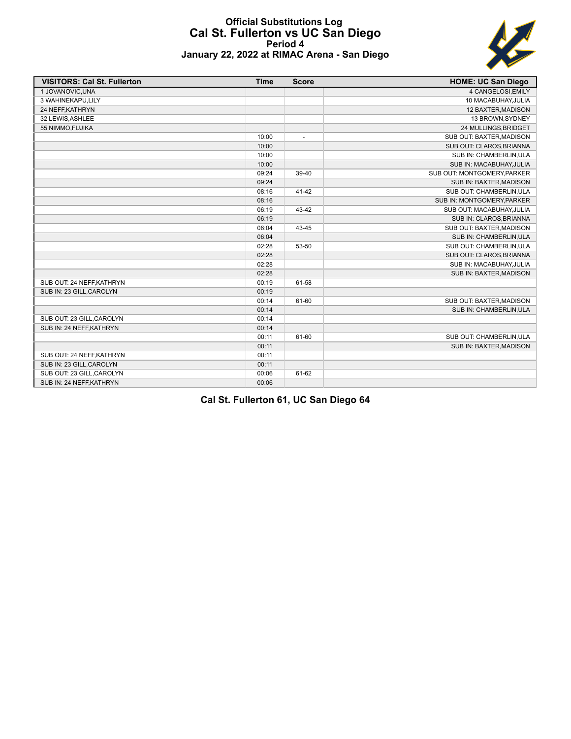# Official Substitutions Log
## Cal St. Fullerton vs UC San Diego
### Period 4
### January 22, 2022 at RIMAC Arena - San Diego

| VISITORS: Cal St. Fullerton | Time | Score | HOME: UC San Diego |
|---|---|---|---|
| 1 JOVANOVIC,UNA | | | 4 CANGELOSI,EMILY |
| 3 WAHINEKAPU,LILY | | | 10 MACABUHAY,JULIA |
| 24 NEFF,KATHRYN | | | 12 BAXTER,MADISON |
| 32 LEWIS,ASHLEE | | | 13 BROWN,SYDNEY |
| 55 NIMMO,FUJIKA | | | 24 MULLINGS,BRIDGET |
| | 10:00 | - | SUB OUT: BAXTER,MADISON |
| | 10:00 | | SUB OUT: CLAROS,BRIANNA |
| | 10:00 | | SUB IN: CHAMBERLIN,ULA |
| | 10:00 | | SUB IN: MACABUHAY,JULIA |
| | 09:24 | 39-40 | SUB OUT: MONTGOMERY,PARKER |
| | 09:24 | | SUB IN: BAXTER,MADISON |
| | 08:16 | 41-42 | SUB OUT: CHAMBERLIN,ULA |
| | 08:16 | | SUB IN: MONTGOMERY,PARKER |
| | 06:19 | 43-42 | SUB OUT: MACABUHAY,JULIA |
| | 06:19 | | SUB IN: CLAROS,BRIANNA |
| | 06:04 | 43-45 | SUB OUT: BAXTER,MADISON |
| | 06:04 | | SUB IN: CHAMBERLIN,ULA |
| | 02:28 | 53-50 | SUB OUT: CHAMBERLIN,ULA |
| | 02:28 | | SUB OUT: CLAROS,BRIANNA |
| | 02:28 | | SUB IN: MACABUHAY,JULIA |
| | 02:28 | | SUB IN: BAXTER,MADISON |
| SUB OUT: 24 NEFF,KATHRYN | 00:19 | 61-58 | |
| SUB IN: 23 GILL,CAROLYN | 00:19 | | |
| | 00:14 | 61-60 | SUB OUT: BAXTER,MADISON |
| | 00:14 | | SUB IN: CHAMBERLIN,ULA |
| SUB OUT: 23 GILL,CAROLYN | 00:14 | | |
| SUB IN: 24 NEFF,KATHRYN | 00:14 | | |
| | 00:11 | 61-60 | SUB OUT: CHAMBERLIN,ULA |
| | 00:11 | | SUB IN: BAXTER,MADISON |
| SUB OUT: 24 NEFF,KATHRYN | 00:11 | | |
| SUB IN: 23 GILL,CAROLYN | 00:11 | | |
| SUB OUT: 23 GILL,CAROLYN | 00:06 | 61-62 | |
| SUB IN: 24 NEFF,KATHRYN | 00:06 | | |

**Cal St. Fullerton 61, UC San Diego 64**